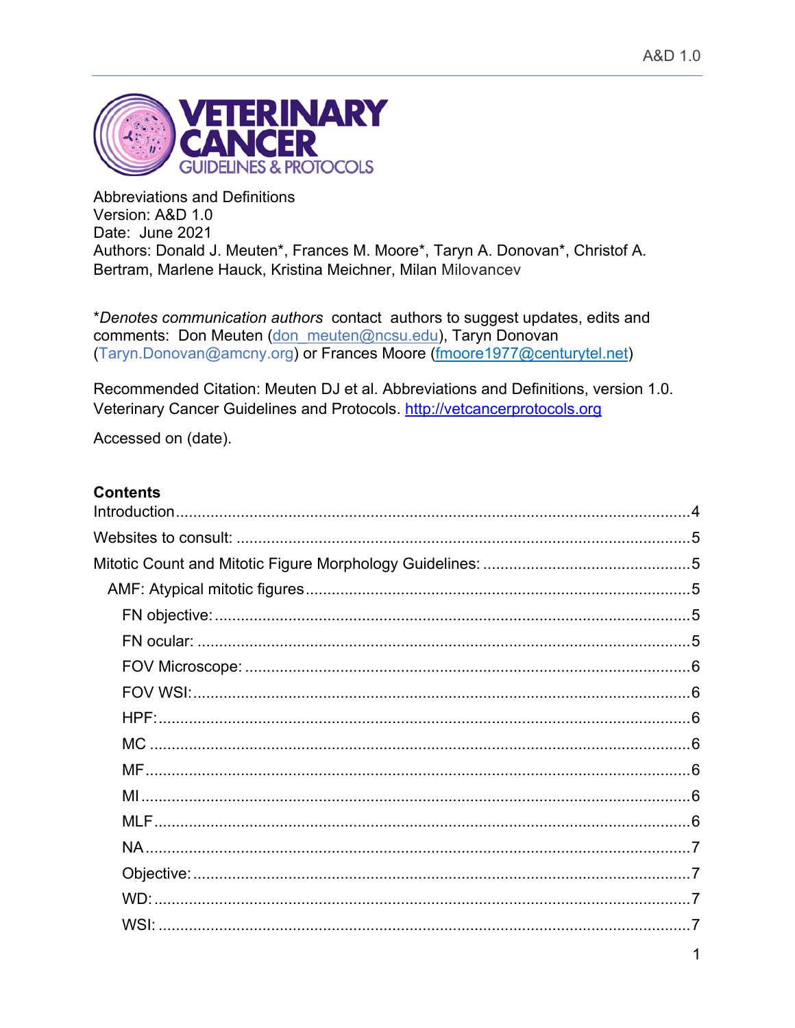VETERINARY CANCER GUIDELINES & PROTOCOLS

Abbreviations and Definitions
Version: A&D 1.0
Date: June 2021
Authors: Donald J. Meuten*, Frances M. Moore*, Taryn A. Donovan*, Christof A. Bertram, Marlene Hauck, Kristina Meichner, Milan Milovancev

**Denotes communication authors* contact authors to suggest updates, edits and comments: Don Meuten (don_meuten@ncsu.edu), Taryn Donovan (Taryn.Donovan@amcny.org) or Frances Moore (fmoore1977@centurytel.net)

Recommended Citation: Meuten DJ et al. Abbreviations and Definitions, version 1.0. Veterinary Cancer Guidelines and Protocols. http://vetcancerprotocols.org

Accessed on (date).

## Contents

- Introduction....4
- Websites to consult: ....5
- Mitotic Count and Mitotic Figure Morphology Guidelines: ....5
  - AMF: Atypical mitotic figures....5
    - FN objective:....5
    - FN ocular: ....5
    - FOV Microscope: ....6
    - FOV WSI:....6
    - HPF:....6
    - MC ....6
    - MF....6
    - MI....6
    - MLF....6
    - NA....7
    - Objective:....7
    - WD:....7
    - WSI: ....7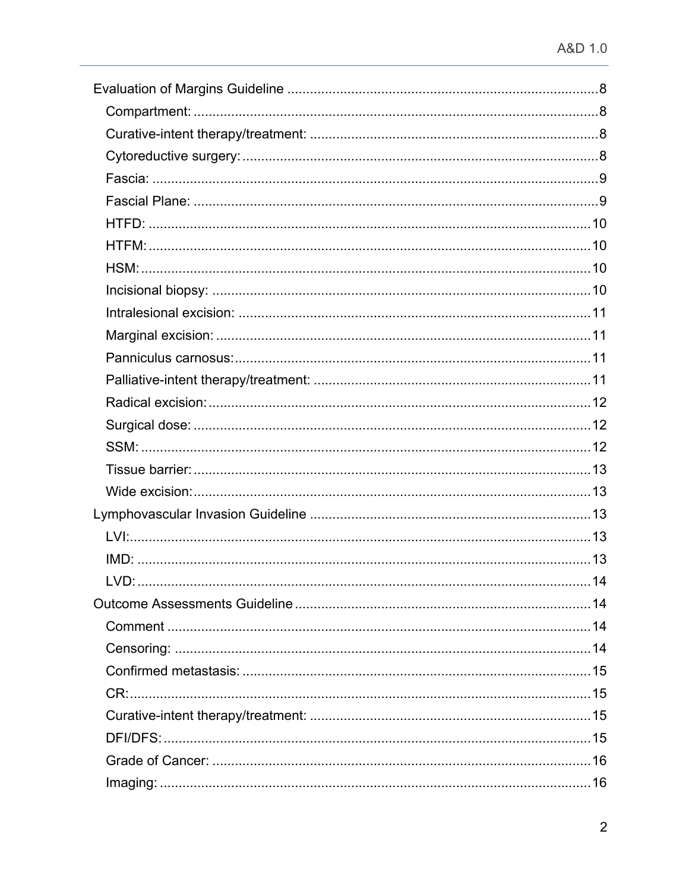- Evaluation of Margins Guideline .......... 8
  - Compartment: .......... 8
  - Curative-intent therapy/treatment: .......... 8
  - Cytoreductive surgery: .......... 8
  - Fascia: .......... 9
  - Fascial Plane: .......... 9
  - HTFD: .......... 10
  - HTFM: .......... 10
  - HSM: .......... 10
  - Incisional biopsy: .......... 10
  - Intralesional excision: .......... 11
  - Marginal excision: .......... 11
  - Panniculus carnosus: .......... 11
  - Palliative-intent therapy/treatment: .......... 11
  - Radical excision: .......... 12
  - Surgical dose: .......... 12
  - SSM: .......... 12
  - Tissue barrier: .......... 13
  - Wide excision: .......... 13
- Lymphovascular Invasion Guideline .......... 13
  - LVI: .......... 13
  - IMD: .......... 13
  - LVD: .......... 14
- Outcome Assessments Guideline .......... 14
  - Comment .......... 14
  - Censoring: .......... 14
  - Confirmed metastasis: .......... 15
  - CR: .......... 15
  - Curative-intent therapy/treatment: .......... 15
  - DFI/DFS: .......... 15
  - Grade of Cancer: .......... 16
  - Imaging: .......... 16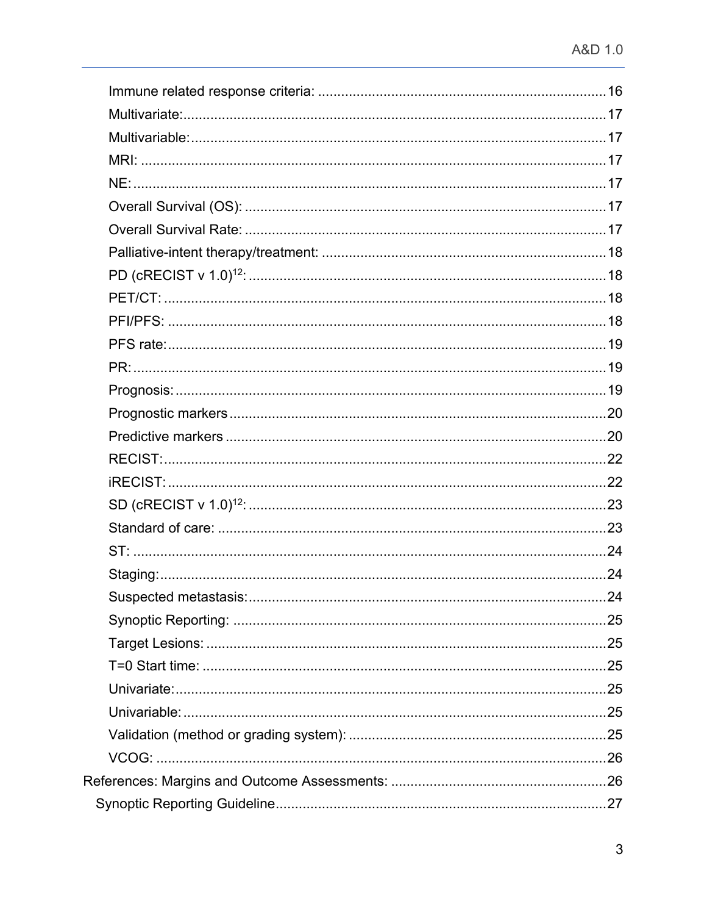Immune related response criteria: ........................................................................16
Multivariate:...........................................................................................................17
Multivariable:.........................................................................................................17
MRI: .......................................................................................................................17
NE: .........................................................................................................................17
Overall Survival (OS): ............................................................................................17
Overall Survival Rate: ............................................................................................17
Palliative-intent therapy/treatment: ......................................................................18
PD (cRECIST v 1.0)[12]: ..........................................................................................18
PET/CT: .................................................................................................................18
PFI/PFS: ................................................................................................................18
PFS rate:................................................................................................................19
PR: ........................................................................................................................19
Prognosis: .............................................................................................................19
Prognostic markers ...............................................................................................20
Predictive markers ................................................................................................20
RECIST: .................................................................................................................22
iRECIST: ................................................................................................................22
SD (cRECIST v 1.0)[12]: ..........................................................................................23
Standard of care: ...................................................................................................23
ST: .........................................................................................................................24
Staging: .................................................................................................................24
Suspected metastasis: ..........................................................................................24
Synoptic Reporting: ...............................................................................................25
Target Lesions: ......................................................................................................25
T=0 Start time: ......................................................................................................25
Univariate: .............................................................................................................25
Univariable: ...........................................................................................................25
Validation (method or grading system): ...............................................................25
VCOG: ...................................................................................................................26

References: Margins and Outcome Assessments: .....................................................26

Synoptic Reporting Guideline ....................................................................................27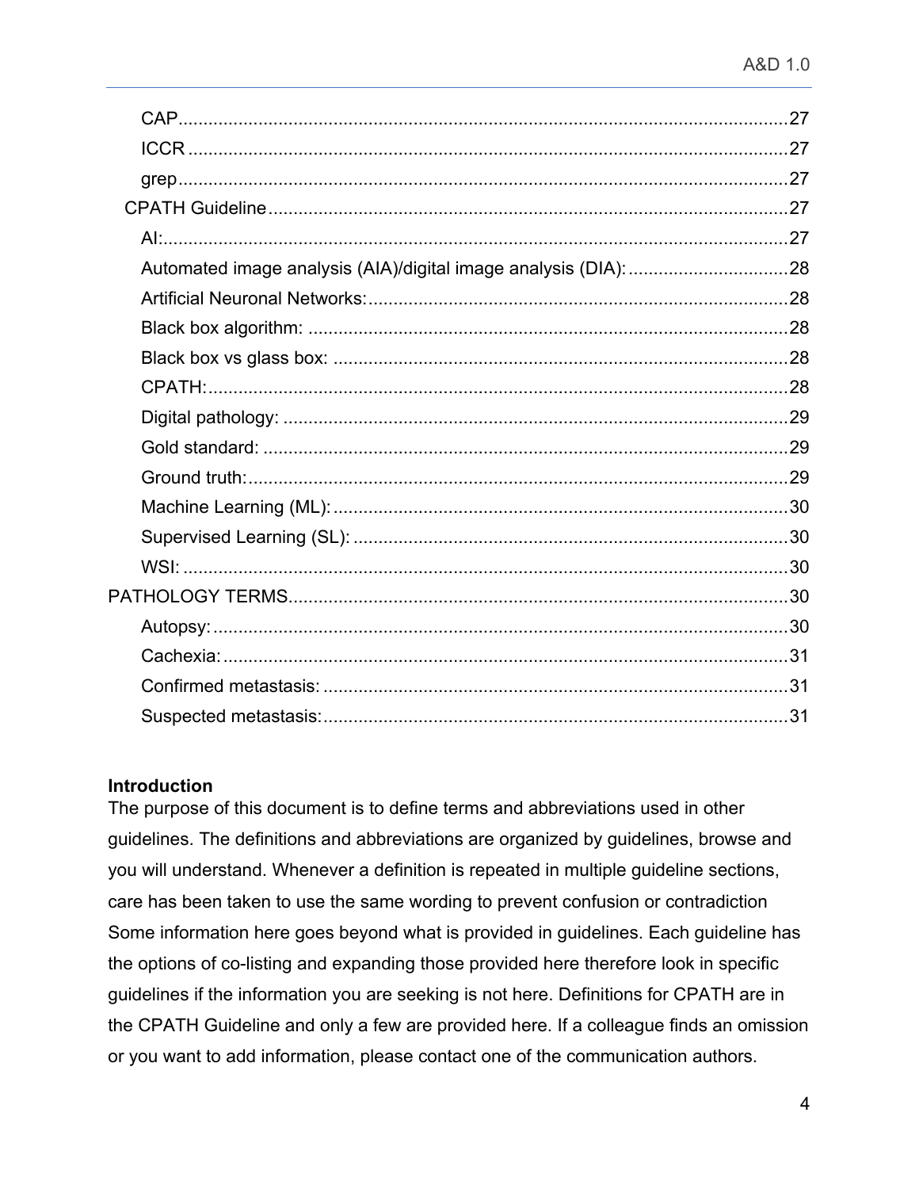- CAP .......... 27
- ICCR .......... 27
- grep .......... 27
- CPATH Guideline .......... 27
  - AI: .......... 27
  - Automated image analysis (AIA)/digital image analysis (DIA): .......... 28
  - Artificial Neuronal Networks: .......... 28
  - Black box algorithm: .......... 28
  - Black box vs glass box: .......... 28
  - CPATH: .......... 28
  - Digital pathology: .......... 29
  - Gold standard: .......... 29
  - Ground truth: .......... 29
  - Machine Learning (ML): .......... 30
  - Supervised Learning (SL): .......... 30
  - WSI: .......... 30
- PATHOLOGY TERMS .......... 30
  - Autopsy: .......... 30
  - Cachexia: .......... 31
  - Confirmed metastasis: .......... 31
  - Suspected metastasis: .......... 31

**Introduction**

The purpose of this document is to define terms and abbreviations used in other guidelines. The definitions and abbreviations are organized by guidelines, browse and you will understand. Whenever a definition is repeated in multiple guideline sections, care has been taken to use the same wording to prevent confusion or contradiction Some information here goes beyond what is provided in guidelines. Each guideline has the options of co-listing and expanding those provided here therefore look in specific guidelines if the information you are seeking is not here. Definitions for CPATH are in the CPATH Guideline and only a few are provided here. If a colleague finds an omission or you want to add information, please contact one of the communication authors.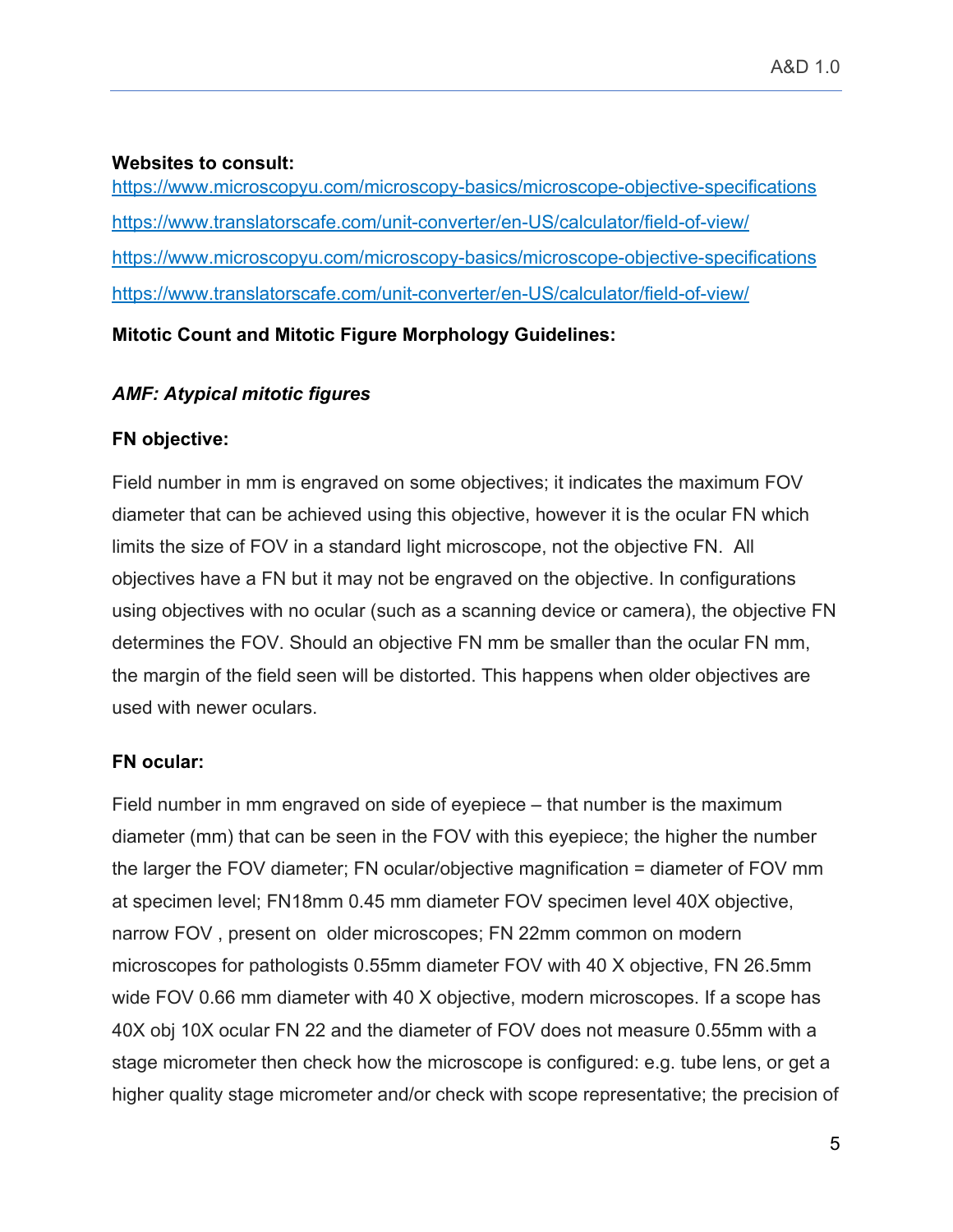**Websites to consult:**

https://www.microscopyu.com/microscopy-basics/microscope-objective-specifications

https://www.translatorscafe.com/unit-converter/en-US/calculator/field-of-view/

https://www.microscopyu.com/microscopy-basics/microscope-objective-specifications

https://www.translatorscafe.com/unit-converter/en-US/calculator/field-of-view/

**Mitotic Count and Mitotic Figure Morphology Guidelines:**

***AMF: Atypical mitotic figures***

**FN objective:**

Field number in mm is engraved on some objectives; it indicates the maximum FOV diameter that can be achieved using this objective, however it is the ocular FN which limits the size of FOV in a standard light microscope, not the objective FN. All objectives have a FN but it may not be engraved on the objective. In configurations using objectives with no ocular (such as a scanning device or camera), the objective FN determines the FOV. Should an objective FN mm be smaller than the ocular FN mm, the margin of the field seen will be distorted. This happens when older objectives are used with newer oculars.

**FN ocular:**

Field number in mm engraved on side of eyepiece – that number is the maximum diameter (mm) that can be seen in the FOV with this eyepiece; the higher the number the larger the FOV diameter; FN ocular/objective magnification = diameter of FOV mm at specimen level; FN18mm 0.45 mm diameter FOV specimen level 40X objective, narrow FOV , present on older microscopes; FN 22mm common on modern microscopes for pathologists 0.55mm diameter FOV with 40 X objective, FN 26.5mm wide FOV 0.66 mm diameter with 40 X objective, modern microscopes. If a scope has 40X obj 10X ocular FN 22 and the diameter of FOV does not measure 0.55mm with a stage micrometer then check how the microscope is configured: e.g. tube lens, or get a higher quality stage micrometer and/or check with scope representative; the precision of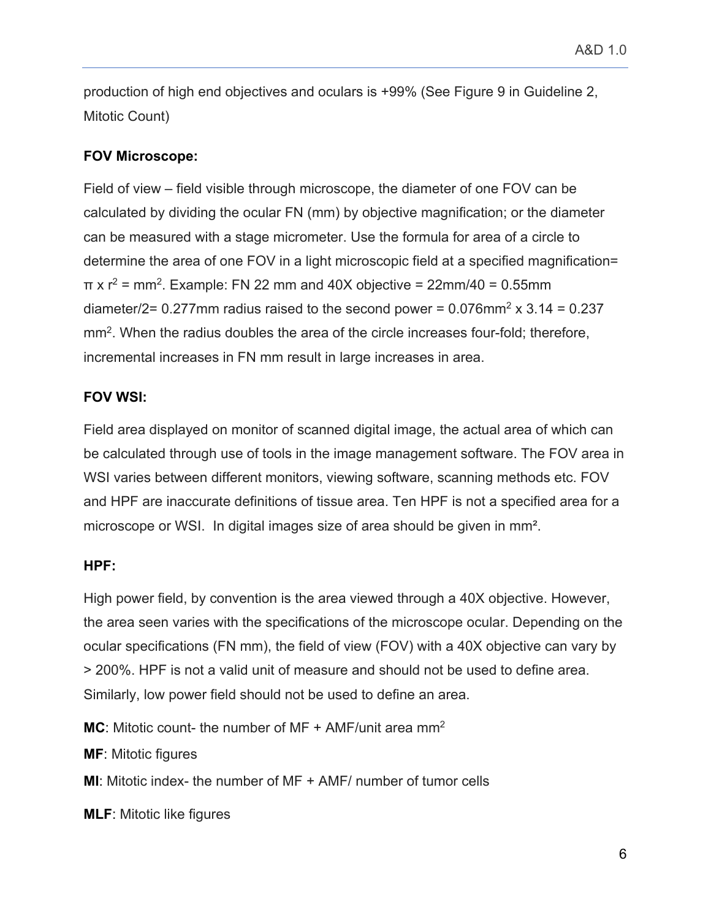production of high end objectives and oculars is +99% (See Figure 9 in Guideline 2, Mitotic Count)

**FOV Microscope:**

Field of view – field visible through microscope, the diameter of one FOV can be calculated by dividing the ocular FN (mm) by objective magnification; or the diameter can be measured with a stage micrometer. Use the formula for area of a circle to determine the area of one FOV in a light microscopic field at a specified magnification= $\pi \times r^2 = mm^2$. Example: FN 22 mm and 40X objective = 22mm/40 = 0.55mm diameter/2= 0.277mm radius raised to the second power = 0.076$mm^2$ x 3.14 = 0.237 $mm^2$. When the radius doubles the area of the circle increases four-fold; therefore, incremental increases in FN mm result in large increases in area.

**FOV WSI:**

Field area displayed on monitor of scanned digital image, the actual area of which can be calculated through use of tools in the image management software. The FOV area in WSI varies between different monitors, viewing software, scanning methods etc. FOV and HPF are inaccurate definitions of tissue area. Ten HPF is not a specified area for a microscope or WSI. In digital images size of area should be given in $mm^2$.

**HPF:**

High power field, by convention is the area viewed through a 40X objective. However, the area seen varies with the specifications of the microscope ocular. Depending on the ocular specifications (FN mm), the field of view (FOV) with a 40X objective can vary by > 200%. HPF is not a valid unit of measure and should not be used to define area. Similarly, low power field should not be used to define an area.

**MC**: Mitotic count- the number of MF + AMF/unit area $mm^2$

**MF**: Mitotic figures

**MI**: Mitotic index- the number of MF + AMF/ number of tumor cells

**MLF**: Mitotic like figures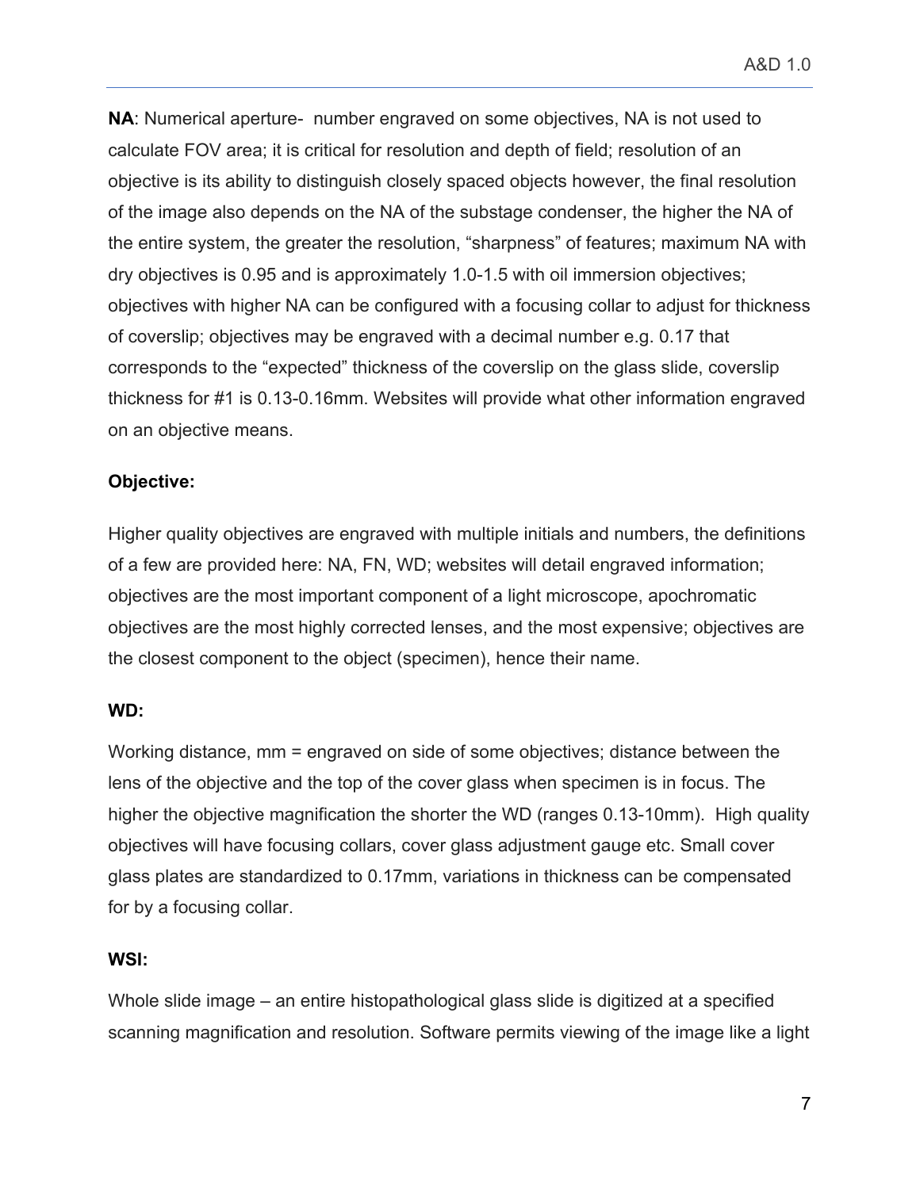**NA**: Numerical aperture- number engraved on some objectives, NA is not used to calculate FOV area; it is critical for resolution and depth of field; resolution of an objective is its ability to distinguish closely spaced objects however, the final resolution of the image also depends on the NA of the substage condenser, the higher the NA of the entire system, the greater the resolution, "sharpness" of features; maximum NA with dry objectives is 0.95 and is approximately 1.0-1.5 with oil immersion objectives; objectives with higher NA can be configured with a focusing collar to adjust for thickness of coverslip; objectives may be engraved with a decimal number e.g. 0.17 that corresponds to the "expected" thickness of the coverslip on the glass slide, coverslip thickness for #1 is 0.13-0.16mm. Websites will provide what other information engraved on an objective means.

**Objective:**

Higher quality objectives are engraved with multiple initials and numbers, the definitions of a few are provided here: NA, FN, WD; websites will detail engraved information; objectives are the most important component of a light microscope, apochromatic objectives are the most highly corrected lenses, and the most expensive; objectives are the closest component to the object (specimen), hence their name.

**WD:**

Working distance, mm = engraved on side of some objectives; distance between the lens of the objective and the top of the cover glass when specimen is in focus. The higher the objective magnification the shorter the WD (ranges 0.13-10mm). High quality objectives will have focusing collars, cover glass adjustment gauge etc. Small cover glass plates are standardized to 0.17mm, variations in thickness can be compensated for by a focusing collar.

**WSI:**

Whole slide image – an entire histopathological glass slide is digitized at a specified scanning magnification and resolution. Software permits viewing of the image like a light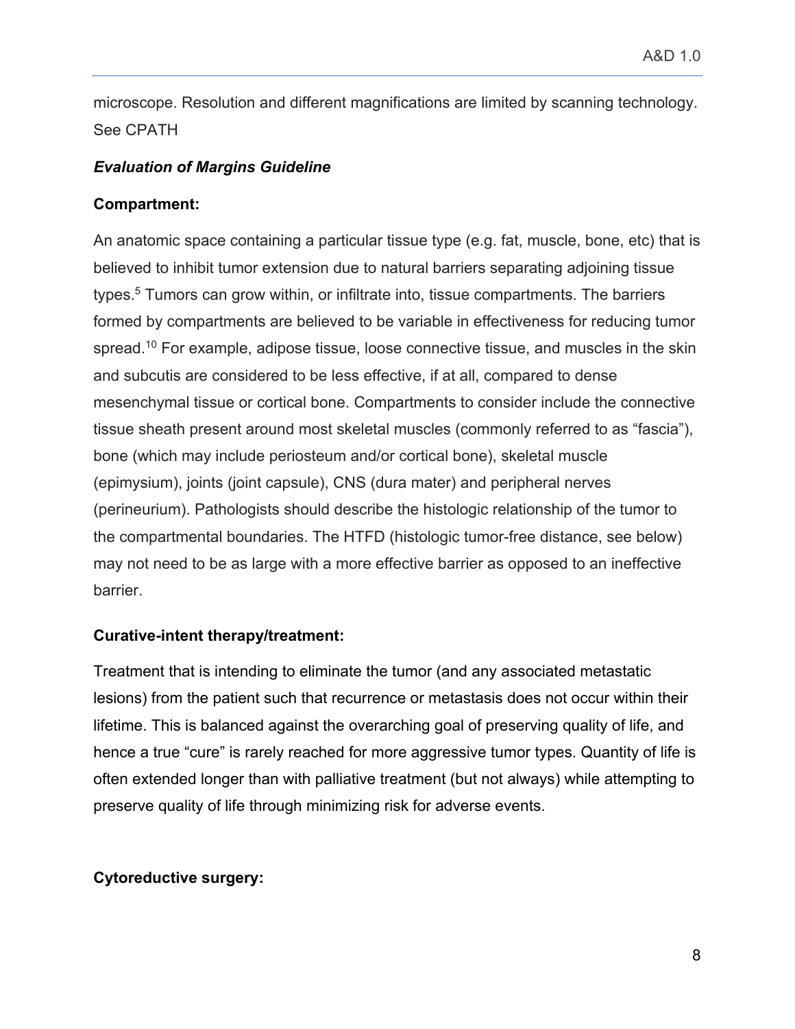microscope. Resolution and different magnifications are limited by scanning technology. See CPATH

### *Evaluation of Margins Guideline*

**Compartment:**

An anatomic space containing a particular tissue type (e.g. fat, muscle, bone, etc) that is believed to inhibit tumor extension due to natural barriers separating adjoining tissue types.[5] Tumors can grow within, or infiltrate into, tissue compartments. The barriers formed by compartments are believed to be variable in effectiveness for reducing tumor spread.[10] For example, adipose tissue, loose connective tissue, and muscles in the skin and subcutis are considered to be less effective, if at all, compared to dense mesenchymal tissue or cortical bone. Compartments to consider include the connective tissue sheath present around most skeletal muscles (commonly referred to as "fascia"), bone (which may include periosteum and/or cortical bone), skeletal muscle (epimysium), joints (joint capsule), CNS (dura mater) and peripheral nerves (perineurium). Pathologists should describe the histologic relationship of the tumor to the compartmental boundaries. The HTFD (histologic tumor-free distance, see below) may not need to be as large with a more effective barrier as opposed to an ineffective barrier.

**Curative-intent therapy/treatment:**

Treatment that is intending to eliminate the tumor (and any associated metastatic lesions) from the patient such that recurrence or metastasis does not occur within their lifetime. This is balanced against the overarching goal of preserving quality of life, and hence a true "cure" is rarely reached for more aggressive tumor types. Quantity of life is often extended longer than with palliative treatment (but not always) while attempting to preserve quality of life through minimizing risk for adverse events.

**Cytoreductive surgery:**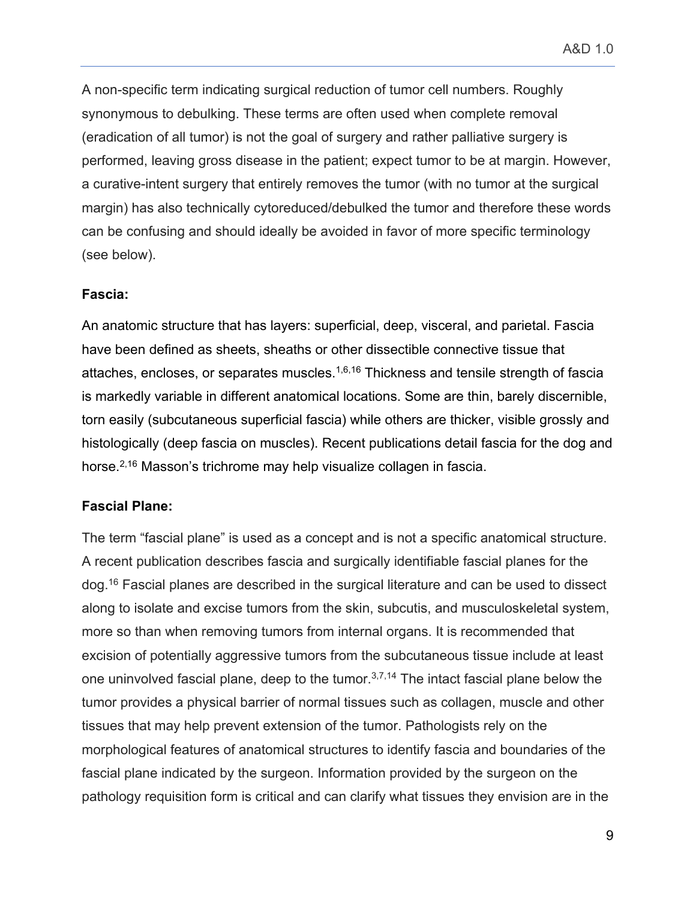A non-specific term indicating surgical reduction of tumor cell numbers. Roughly synonymous to debulking. These terms are often used when complete removal (eradication of all tumor) is not the goal of surgery and rather palliative surgery is performed, leaving gross disease in the patient; expect tumor to be at margin. However, a curative-intent surgery that entirely removes the tumor (with no tumor at the surgical margin) has also technically cytoreduced/debulked the tumor and therefore these words can be confusing and should ideally be avoided in favor of more specific terminology (see below).

**Fascia:**

An anatomic structure that has layers: superficial, deep, visceral, and parietal. Fascia have been defined as sheets, sheaths or other dissectible connective tissue that attaches, encloses, or separates muscles.[1,6,16] Thickness and tensile strength of fascia is markedly variable in different anatomical locations. Some are thin, barely discernible, torn easily (subcutaneous superficial fascia) while others are thicker, visible grossly and histologically (deep fascia on muscles). Recent publications detail fascia for the dog and horse.[2,16] Masson's trichrome may help visualize collagen in fascia.

**Fascial Plane:**

The term "fascial plane" is used as a concept and is not a specific anatomical structure. A recent publication describes fascia and surgically identifiable fascial planes for the dog.[16] Fascial planes are described in the surgical literature and can be used to dissect along to isolate and excise tumors from the skin, subcutis, and musculoskeletal system, more so than when removing tumors from internal organs. It is recommended that excision of potentially aggressive tumors from the subcutaneous tissue include at least one uninvolved fascial plane, deep to the tumor.[3,7,14] The intact fascial plane below the tumor provides a physical barrier of normal tissues such as collagen, muscle and other tissues that may help prevent extension of the tumor. Pathologists rely on the morphological features of anatomical structures to identify fascia and boundaries of the fascial plane indicated by the surgeon. Information provided by the surgeon on the pathology requisition form is critical and can clarify what tissues they envision are in the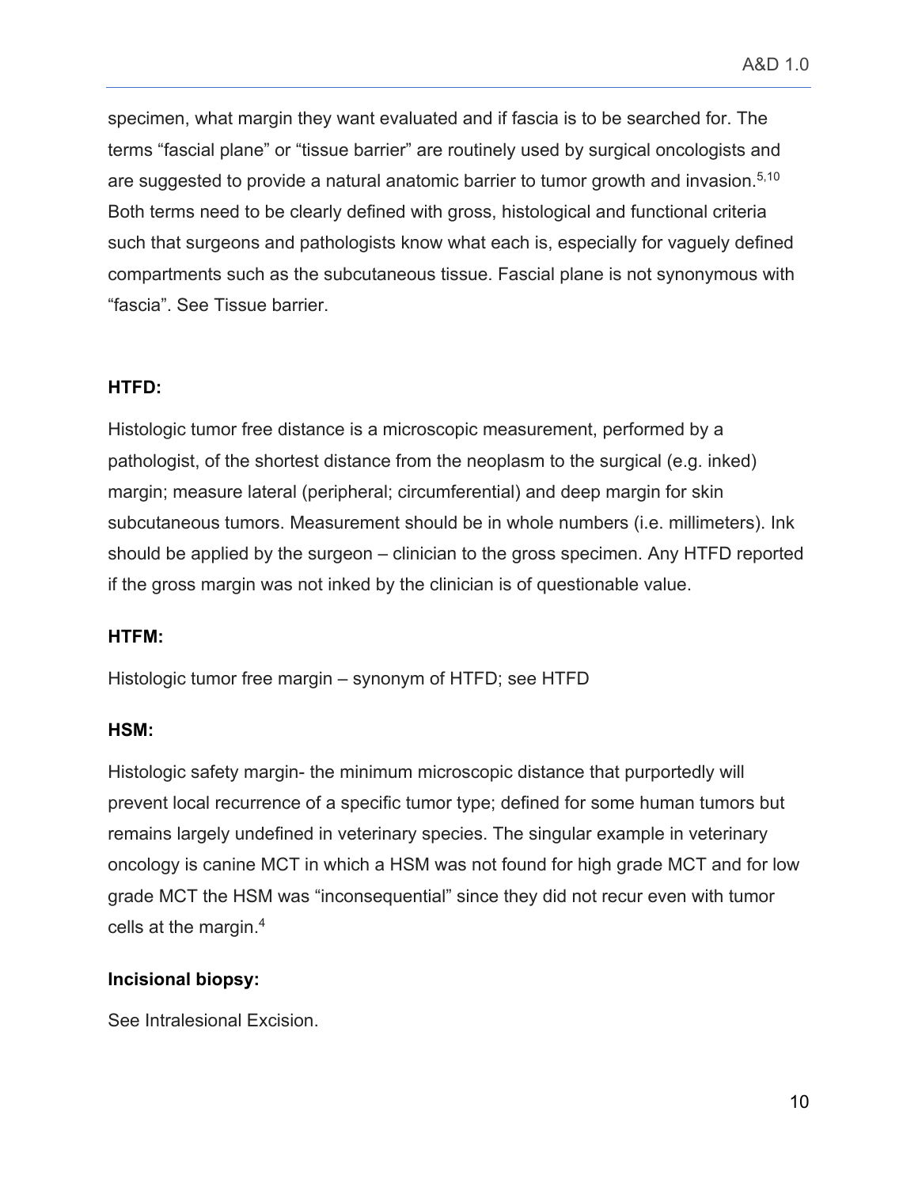specimen, what margin they want evaluated and if fascia is to be searched for. The terms “fascial plane” or “tissue barrier” are routinely used by surgical oncologists and are suggested to provide a natural anatomic barrier to tumor growth and invasion.[5,10] Both terms need to be clearly defined with gross, histological and functional criteria such that surgeons and pathologists know what each is, especially for vaguely defined compartments such as the subcutaneous tissue. Fascial plane is not synonymous with “fascia”. See Tissue barrier.

**HTFD:**

Histologic tumor free distance is a microscopic measurement, performed by a pathologist, of the shortest distance from the neoplasm to the surgical (e.g. inked) margin; measure lateral (peripheral; circumferential) and deep margin for skin subcutaneous tumors. Measurement should be in whole numbers (i.e. millimeters). Ink should be applied by the surgeon – clinician to the gross specimen. Any HTFD reported if the gross margin was not inked by the clinician is of questionable value.

**HTFM:**

Histologic tumor free margin – synonym of HTFD; see HTFD

**HSM:**

Histologic safety margin- the minimum microscopic distance that purportedly will prevent local recurrence of a specific tumor type; defined for some human tumors but remains largely undefined in veterinary species. The singular example in veterinary oncology is canine MCT in which a HSM was not found for high grade MCT and for low grade MCT the HSM was “inconsequential” since they did not recur even with tumor cells at the margin.[4]

**Incisional biopsy:**

See Intralesional Excision.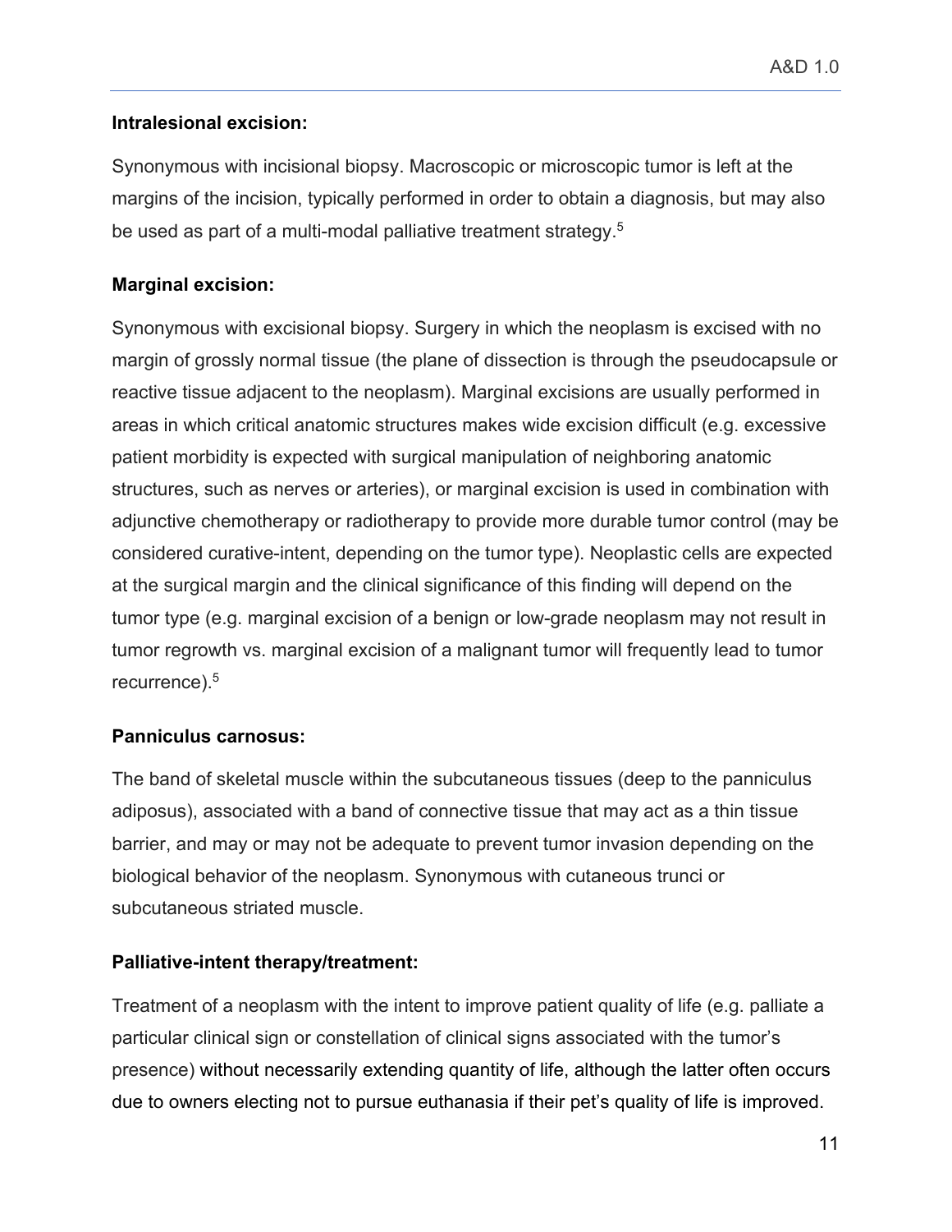**Intralesional excision:**

Synonymous with incisional biopsy. Macroscopic or microscopic tumor is left at the margins of the incision, typically performed in order to obtain a diagnosis, but may also be used as part of a multi-modal palliative treatment strategy.[5]

**Marginal excision:**

Synonymous with excisional biopsy. Surgery in which the neoplasm is excised with no margin of grossly normal tissue (the plane of dissection is through the pseudocapsule or reactive tissue adjacent to the neoplasm). Marginal excisions are usually performed in areas in which critical anatomic structures makes wide excision difficult (e.g. excessive patient morbidity is expected with surgical manipulation of neighboring anatomic structures, such as nerves or arteries), or marginal excision is used in combination with adjunctive chemotherapy or radiotherapy to provide more durable tumor control (may be considered curative-intent, depending on the tumor type). Neoplastic cells are expected at the surgical margin and the clinical significance of this finding will depend on the tumor type (e.g. marginal excision of a benign or low-grade neoplasm may not result in tumor regrowth vs. marginal excision of a malignant tumor will frequently lead to tumor recurrence).[5]

**Panniculus carnosus:**

The band of skeletal muscle within the subcutaneous tissues (deep to the panniculus adiposus), associated with a band of connective tissue that may act as a thin tissue barrier, and may or may not be adequate to prevent tumor invasion depending on the biological behavior of the neoplasm. Synonymous with cutaneous trunci or subcutaneous striated muscle.

**Palliative-intent therapy/treatment:**

Treatment of a neoplasm with the intent to improve patient quality of life (e.g. palliate a particular clinical sign or constellation of clinical signs associated with the tumor's presence) without necessarily extending quantity of life, although the latter often occurs due to owners electing not to pursue euthanasia if their pet's quality of life is improved.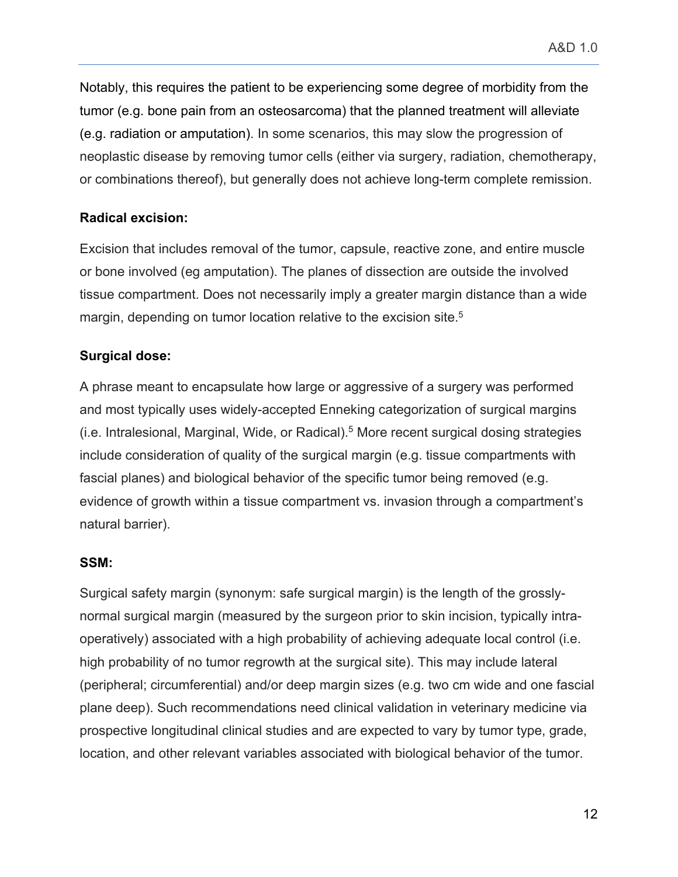Notably, this requires the patient to be experiencing some degree of morbidity from the tumor (e.g. bone pain from an osteosarcoma) that the planned treatment will alleviate (e.g. radiation or amputation). In some scenarios, this may slow the progression of neoplastic disease by removing tumor cells (either via surgery, radiation, chemotherapy, or combinations thereof), but generally does not achieve long-term complete remission.

**Radical excision:**

Excision that includes removal of the tumor, capsule, reactive zone, and entire muscle or bone involved (eg amputation). The planes of dissection are outside the involved tissue compartment. Does not necessarily imply a greater margin distance than a wide margin, depending on tumor location relative to the excision site.[5]

**Surgical dose:**

A phrase meant to encapsulate how large or aggressive of a surgery was performed and most typically uses widely-accepted Enneking categorization of surgical margins (i.e. Intralesional, Marginal, Wide, or Radical).[5] More recent surgical dosing strategies include consideration of quality of the surgical margin (e.g. tissue compartments with fascial planes) and biological behavior of the specific tumor being removed (e.g. evidence of growth within a tissue compartment vs. invasion through a compartment's natural barrier).

**SSM:**

Surgical safety margin (synonym: safe surgical margin) is the length of the grossly-normal surgical margin (measured by the surgeon prior to skin incision, typically intra-operatively) associated with a high probability of achieving adequate local control (i.e. high probability of no tumor regrowth at the surgical site). This may include lateral (peripheral; circumferential) and/or deep margin sizes (e.g. two cm wide and one fascial plane deep). Such recommendations need clinical validation in veterinary medicine via prospective longitudinal clinical studies and are expected to vary by tumor type, grade, location, and other relevant variables associated with biological behavior of the tumor.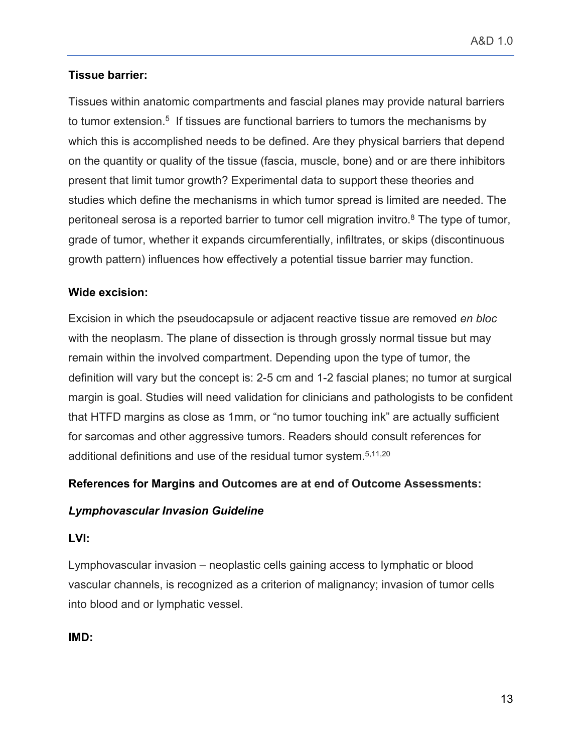**Tissue barrier:**

Tissues within anatomic compartments and fascial planes may provide natural barriers to tumor extension.[5] If tissues are functional barriers to tumors the mechanisms by which this is accomplished needs to be defined. Are they physical barriers that depend on the quantity or quality of the tissue (fascia, muscle, bone) and or are there inhibitors present that limit tumor growth? Experimental data to support these theories and studies which define the mechanisms in which tumor spread is limited are needed. The peritoneal serosa is a reported barrier to tumor cell migration invitro.[8] The type of tumor, grade of tumor, whether it expands circumferentially, infiltrates, or skips (discontinuous growth pattern) influences how effectively a potential tissue barrier may function.

**Wide excision:**

Excision in which the pseudocapsule or adjacent reactive tissue are removed *en bloc* with the neoplasm. The plane of dissection is through grossly normal tissue but may remain within the involved compartment. Depending upon the type of tumor, the definition will vary but the concept is: 2-5 cm and 1-2 fascial planes; no tumor at surgical margin is goal. Studies will need validation for clinicians and pathologists to be confident that HTFD margins as close as 1mm, or "no tumor touching ink" are actually sufficient for sarcomas and other aggressive tumors. Readers should consult references for additional definitions and use of the residual tumor system.[5,11,20]

**References for Margins and Outcomes are at end of Outcome Assessments:**

***Lymphovascular Invasion Guideline***

**LVI:**

Lymphovascular invasion – neoplastic cells gaining access to lymphatic or blood vascular channels, is recognized as a criterion of malignancy; invasion of tumor cells into blood and or lymphatic vessel.

**IMD:**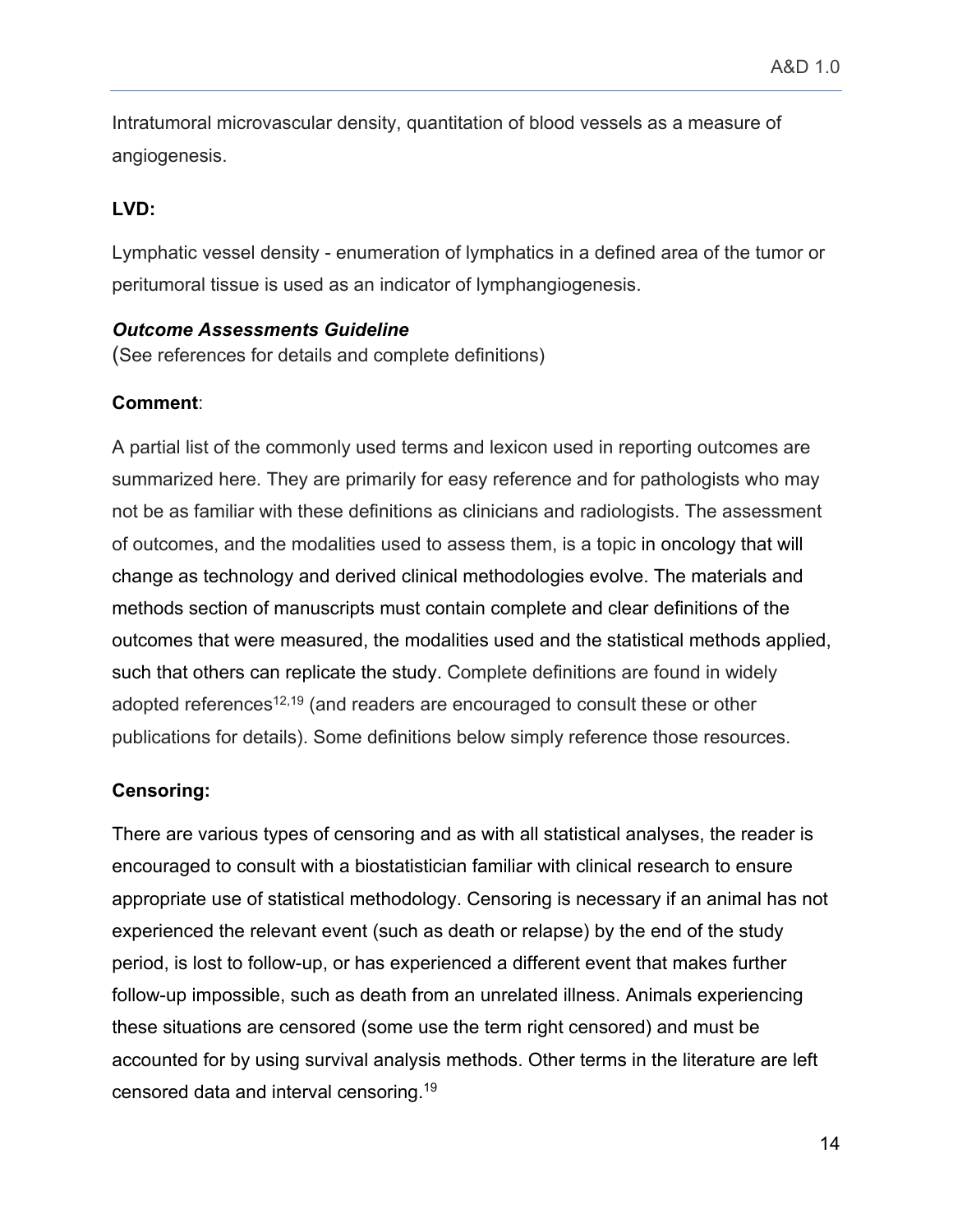Intratumoral microvascular density, quantitation of blood vessels as a measure of angiogenesis.

**LVD:**

Lymphatic vessel density - enumeration of lymphatics in a defined area of the tumor or peritumoral tissue is used as an indicator of lymphangiogenesis.

***Outcome Assessments Guideline***
(See references for details and complete definitions)

**Comment**:

A partial list of the commonly used terms and lexicon used in reporting outcomes are summarized here. They are primarily for easy reference and for pathologists who may not be as familiar with these definitions as clinicians and radiologists. The assessment of outcomes, and the modalities used to assess them, is a topic in oncology that will change as technology and derived clinical methodologies evolve. The materials and methods section of manuscripts must contain complete and clear definitions of the outcomes that were measured, the modalities used and the statistical methods applied, such that others can replicate the study. Complete definitions are found in widely adopted references[12,19] (and readers are encouraged to consult these or other publications for details). Some definitions below simply reference those resources.

**Censoring:**

There are various types of censoring and as with all statistical analyses, the reader is encouraged to consult with a biostatistician familiar with clinical research to ensure appropriate use of statistical methodology. Censoring is necessary if an animal has not experienced the relevant event (such as death or relapse) by the end of the study period, is lost to follow-up, or has experienced a different event that makes further follow-up impossible, such as death from an unrelated illness. Animals experiencing these situations are censored (some use the term right censored) and must be accounted for by using survival analysis methods. Other terms in the literature are left censored data and interval censoring.[19]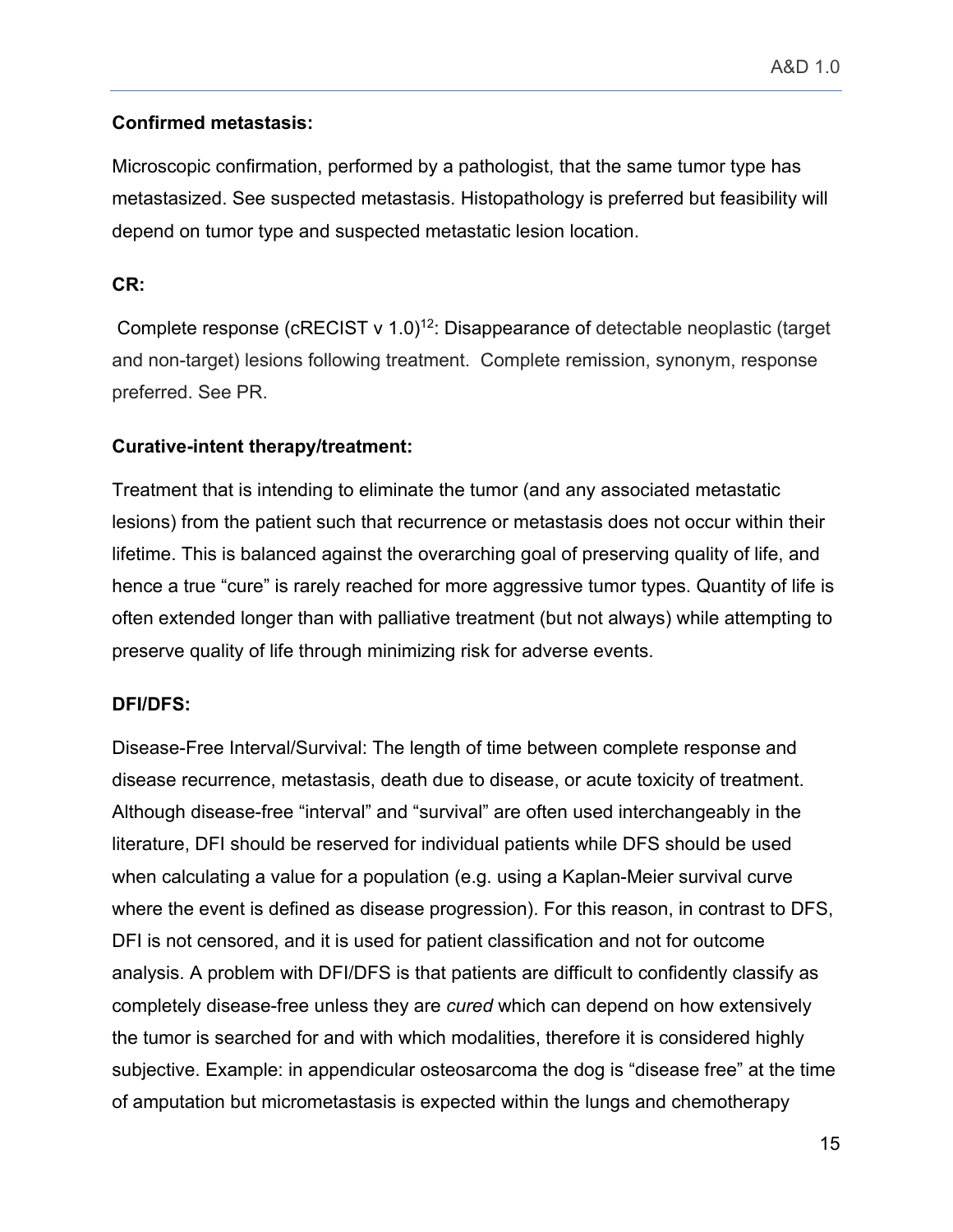**Confirmed metastasis:**

Microscopic confirmation, performed by a pathologist, that the same tumor type has metastasized. See suspected metastasis. Histopathology is preferred but feasibility will depend on tumor type and suspected metastatic lesion location.

**CR:**

Complete response (cRECIST v 1.0)[12]: Disappearance of detectable neoplastic (target and non-target) lesions following treatment. Complete remission, synonym, response preferred. See PR.

**Curative-intent therapy/treatment:**

Treatment that is intending to eliminate the tumor (and any associated metastatic lesions) from the patient such that recurrence or metastasis does not occur within their lifetime. This is balanced against the overarching goal of preserving quality of life, and hence a true "cure" is rarely reached for more aggressive tumor types. Quantity of life is often extended longer than with palliative treatment (but not always) while attempting to preserve quality of life through minimizing risk for adverse events.

**DFI/DFS:**

Disease-Free Interval/Survival: The length of time between complete response and disease recurrence, metastasis, death due to disease, or acute toxicity of treatment. Although disease-free "interval" and "survival" are often used interchangeably in the literature, DFI should be reserved for individual patients while DFS should be used when calculating a value for a population (e.g. using a Kaplan-Meier survival curve where the event is defined as disease progression). For this reason, in contrast to DFS, DFI is not censored, and it is used for patient classification and not for outcome analysis. A problem with DFI/DFS is that patients are difficult to confidently classify as completely disease-free unless they are *cured* which can depend on how extensively the tumor is searched for and with which modalities, therefore it is considered highly subjective. Example: in appendicular osteosarcoma the dog is "disease free" at the time of amputation but micrometastasis is expected within the lungs and chemotherapy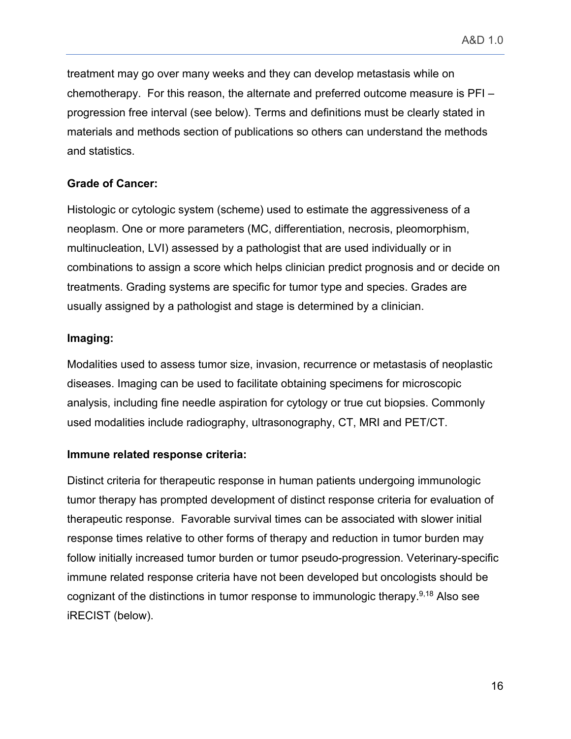treatment may go over many weeks and they can develop metastasis while on chemotherapy. For this reason, the alternate and preferred outcome measure is PFI – progression free interval (see below). Terms and definitions must be clearly stated in materials and methods section of publications so others can understand the methods and statistics.

**Grade of Cancer:**

Histologic or cytologic system (scheme) used to estimate the aggressiveness of a neoplasm. One or more parameters (MC, differentiation, necrosis, pleomorphism, multinucleation, LVI) assessed by a pathologist that are used individually or in combinations to assign a score which helps clinician predict prognosis and or decide on treatments. Grading systems are specific for tumor type and species. Grades are usually assigned by a pathologist and stage is determined by a clinician.

**Imaging:**

Modalities used to assess tumor size, invasion, recurrence or metastasis of neoplastic diseases. Imaging can be used to facilitate obtaining specimens for microscopic analysis, including fine needle aspiration for cytology or true cut biopsies. Commonly used modalities include radiography, ultrasonography, CT, MRI and PET/CT.

**Immune related response criteria:**

Distinct criteria for therapeutic response in human patients undergoing immunologic tumor therapy has prompted development of distinct response criteria for evaluation of therapeutic response. Favorable survival times can be associated with slower initial response times relative to other forms of therapy and reduction in tumor burden may follow initially increased tumor burden or tumor pseudo-progression. Veterinary-specific immune related response criteria have not been developed but oncologists should be cognizant of the distinctions in tumor response to immunologic therapy.[9,18] Also see iRECIST (below).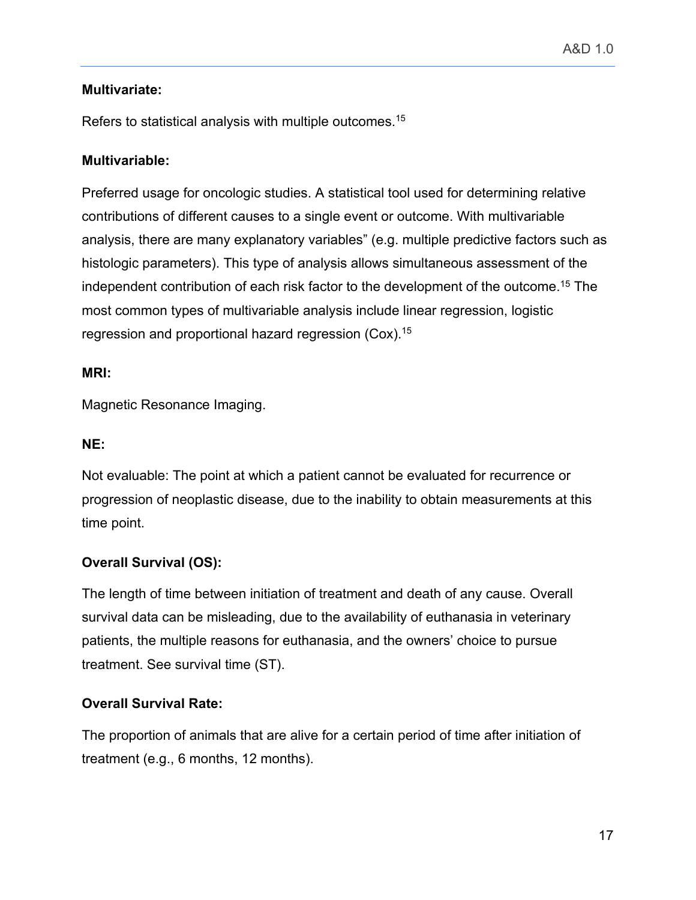**Multivariate:**

Refers to statistical analysis with multiple outcomes.[15]

**Multivariable:**

Preferred usage for oncologic studies. A statistical tool used for determining relative contributions of different causes to a single event or outcome. With multivariable analysis, there are many explanatory variables" (e.g. multiple predictive factors such as histologic parameters). This type of analysis allows simultaneous assessment of the independent contribution of each risk factor to the development of the outcome.[15] The most common types of multivariable analysis include linear regression, logistic regression and proportional hazard regression (Cox).[15]

**MRI:**

Magnetic Resonance Imaging.

**NE:**

Not evaluable: The point at which a patient cannot be evaluated for recurrence or progression of neoplastic disease, due to the inability to obtain measurements at this time point.

**Overall Survival (OS):**

The length of time between initiation of treatment and death of any cause. Overall survival data can be misleading, due to the availability of euthanasia in veterinary patients, the multiple reasons for euthanasia, and the owners' choice to pursue treatment. See survival time (ST).

**Overall Survival Rate:**

The proportion of animals that are alive for a certain period of time after initiation of treatment (e.g., 6 months, 12 months).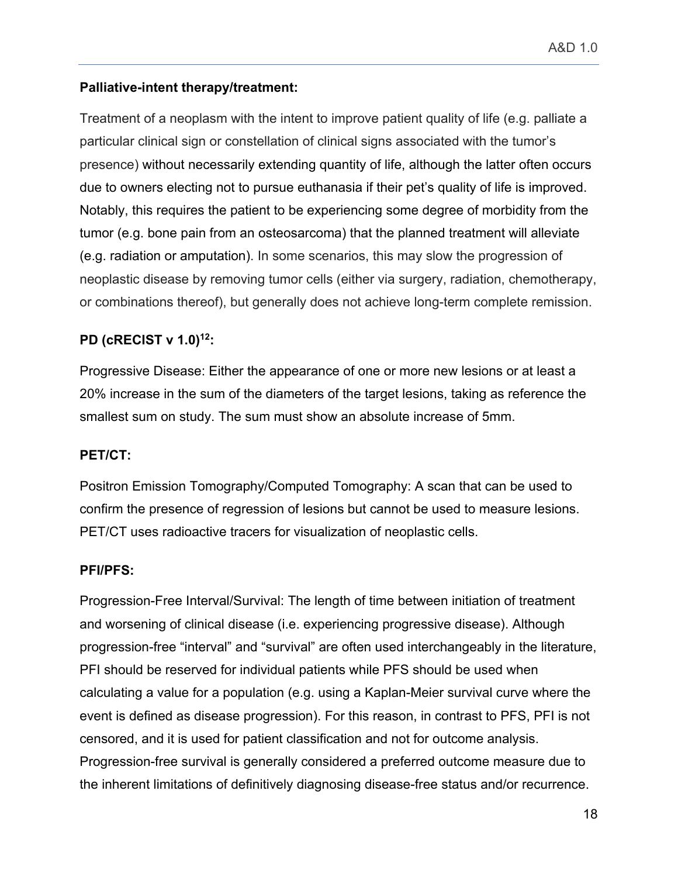**Palliative-intent therapy/treatment:**

Treatment of a neoplasm with the intent to improve patient quality of life (e.g. palliate a particular clinical sign or constellation of clinical signs associated with the tumor's presence) without necessarily extending quantity of life, although the latter often occurs due to owners electing not to pursue euthanasia if their pet's quality of life is improved. Notably, this requires the patient to be experiencing some degree of morbidity from the tumor (e.g. bone pain from an osteosarcoma) that the planned treatment will alleviate (e.g. radiation or amputation). In some scenarios, this may slow the progression of neoplastic disease by removing tumor cells (either via surgery, radiation, chemotherapy, or combinations thereof), but generally does not achieve long-term complete remission.

**PD (cRECIST v 1.0)[12]:**

Progressive Disease: Either the appearance of one or more new lesions or at least a 20% increase in the sum of the diameters of the target lesions, taking as reference the smallest sum on study. The sum must show an absolute increase of 5mm.

**PET/CT:**

Positron Emission Tomography/Computed Tomography: A scan that can be used to confirm the presence of regression of lesions but cannot be used to measure lesions. PET/CT uses radioactive tracers for visualization of neoplastic cells.

**PFI/PFS:**

Progression-Free Interval/Survival: The length of time between initiation of treatment and worsening of clinical disease (i.e. experiencing progressive disease). Although progression-free "interval" and "survival" are often used interchangeably in the literature, PFI should be reserved for individual patients while PFS should be used when calculating a value for a population (e.g. using a Kaplan-Meier survival curve where the event is defined as disease progression). For this reason, in contrast to PFS, PFI is not censored, and it is used for patient classification and not for outcome analysis. Progression-free survival is generally considered a preferred outcome measure due to the inherent limitations of definitively diagnosing disease-free status and/or recurrence.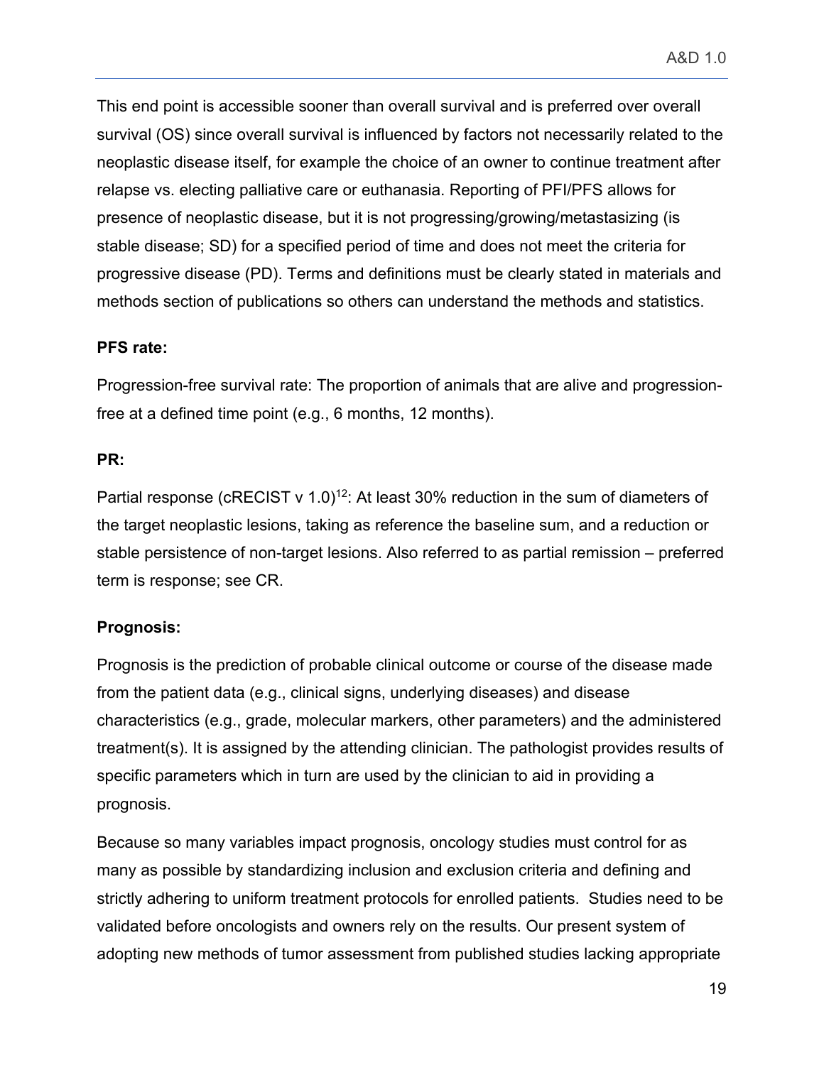This end point is accessible sooner than overall survival and is preferred over overall survival (OS) since overall survival is influenced by factors not necessarily related to the neoplastic disease itself, for example the choice of an owner to continue treatment after relapse vs. electing palliative care or euthanasia. Reporting of PFI/PFS allows for presence of neoplastic disease, but it is not progressing/growing/metastasizing (is stable disease; SD) for a specified period of time and does not meet the criteria for progressive disease (PD). Terms and definitions must be clearly stated in materials and methods section of publications so others can understand the methods and statistics.

**PFS rate:**

Progression-free survival rate: The proportion of animals that are alive and progression-free at a defined time point (e.g., 6 months, 12 months).

**PR:**

Partial response (cRECIST v 1.0)[12]: At least 30% reduction in the sum of diameters of the target neoplastic lesions, taking as reference the baseline sum, and a reduction or stable persistence of non-target lesions. Also referred to as partial remission – preferred term is response; see CR.

**Prognosis:**

Prognosis is the prediction of probable clinical outcome or course of the disease made from the patient data (e.g., clinical signs, underlying diseases) and disease characteristics (e.g., grade, molecular markers, other parameters) and the administered treatment(s). It is assigned by the attending clinician. The pathologist provides results of specific parameters which in turn are used by the clinician to aid in providing a prognosis.

Because so many variables impact prognosis, oncology studies must control for as many as possible by standardizing inclusion and exclusion criteria and defining and strictly adhering to uniform treatment protocols for enrolled patients. Studies need to be validated before oncologists and owners rely on the results. Our present system of adopting new methods of tumor assessment from published studies lacking appropriate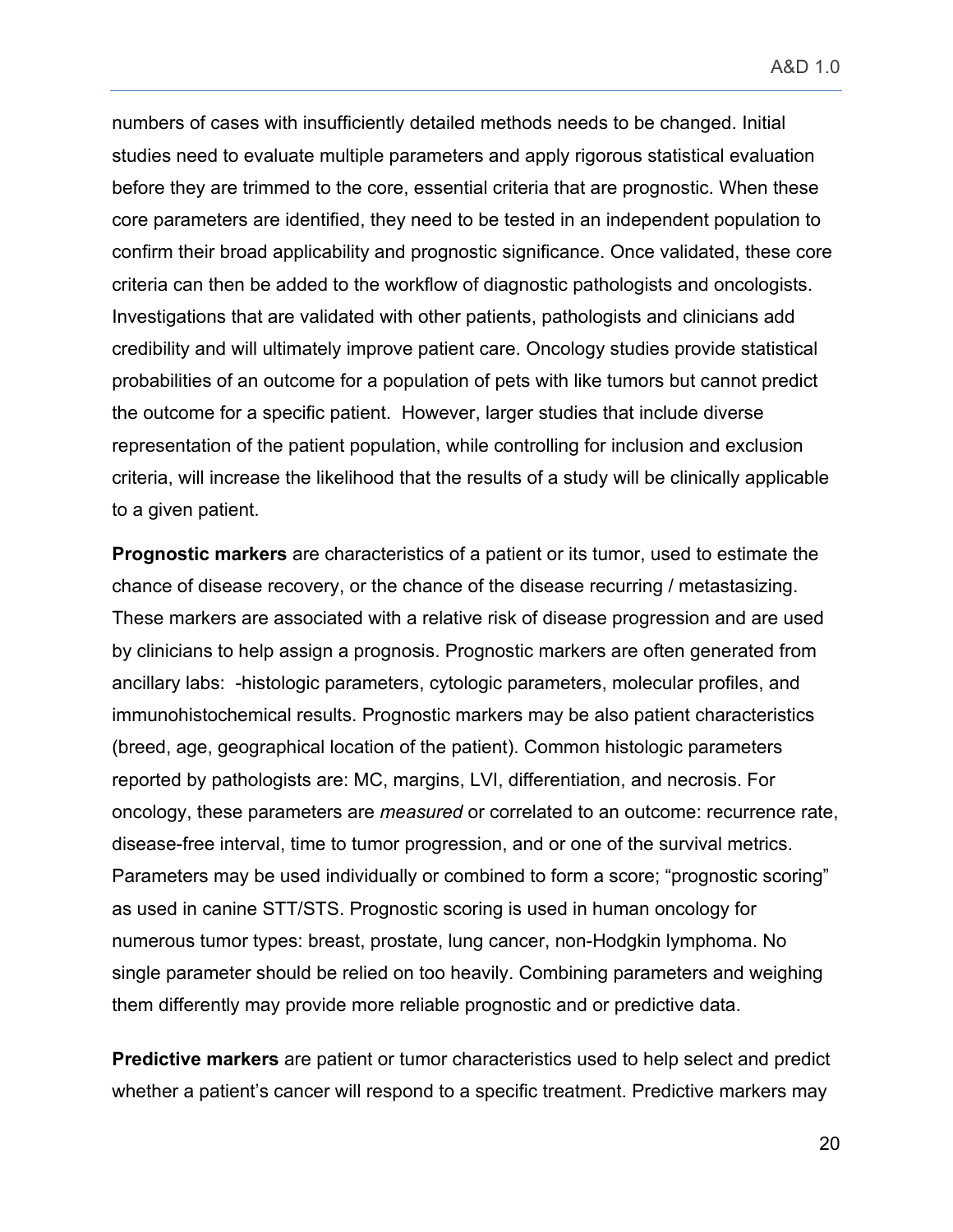numbers of cases with insufficiently detailed methods needs to be changed. Initial studies need to evaluate multiple parameters and apply rigorous statistical evaluation before they are trimmed to the core, essential criteria that are prognostic. When these core parameters are identified, they need to be tested in an independent population to confirm their broad applicability and prognostic significance. Once validated, these core criteria can then be added to the workflow of diagnostic pathologists and oncologists. Investigations that are validated with other patients, pathologists and clinicians add credibility and will ultimately improve patient care. Oncology studies provide statistical probabilities of an outcome for a population of pets with like tumors but cannot predict the outcome for a specific patient. However, larger studies that include diverse representation of the patient population, while controlling for inclusion and exclusion criteria, will increase the likelihood that the results of a study will be clinically applicable to a given patient.

**Prognostic markers** are characteristics of a patient or its tumor, used to estimate the chance of disease recovery, or the chance of the disease recurring / metastasizing. These markers are associated with a relative risk of disease progression and are used by clinicians to help assign a prognosis. Prognostic markers are often generated from ancillary labs: -histologic parameters, cytologic parameters, molecular profiles, and immunohistochemical results. Prognostic markers may be also patient characteristics (breed, age, geographical location of the patient). Common histologic parameters reported by pathologists are: MC, margins, LVI, differentiation, and necrosis. For oncology, these parameters are *measured* or correlated to an outcome: recurrence rate, disease-free interval, time to tumor progression, and or one of the survival metrics. Parameters may be used individually or combined to form a score; "prognostic scoring" as used in canine STT/STS. Prognostic scoring is used in human oncology for numerous tumor types: breast, prostate, lung cancer, non-Hodgkin lymphoma. No single parameter should be relied on too heavily. Combining parameters and weighing them differently may provide more reliable prognostic and or predictive data.

**Predictive markers** are patient or tumor characteristics used to help select and predict whether a patient's cancer will respond to a specific treatment. Predictive markers may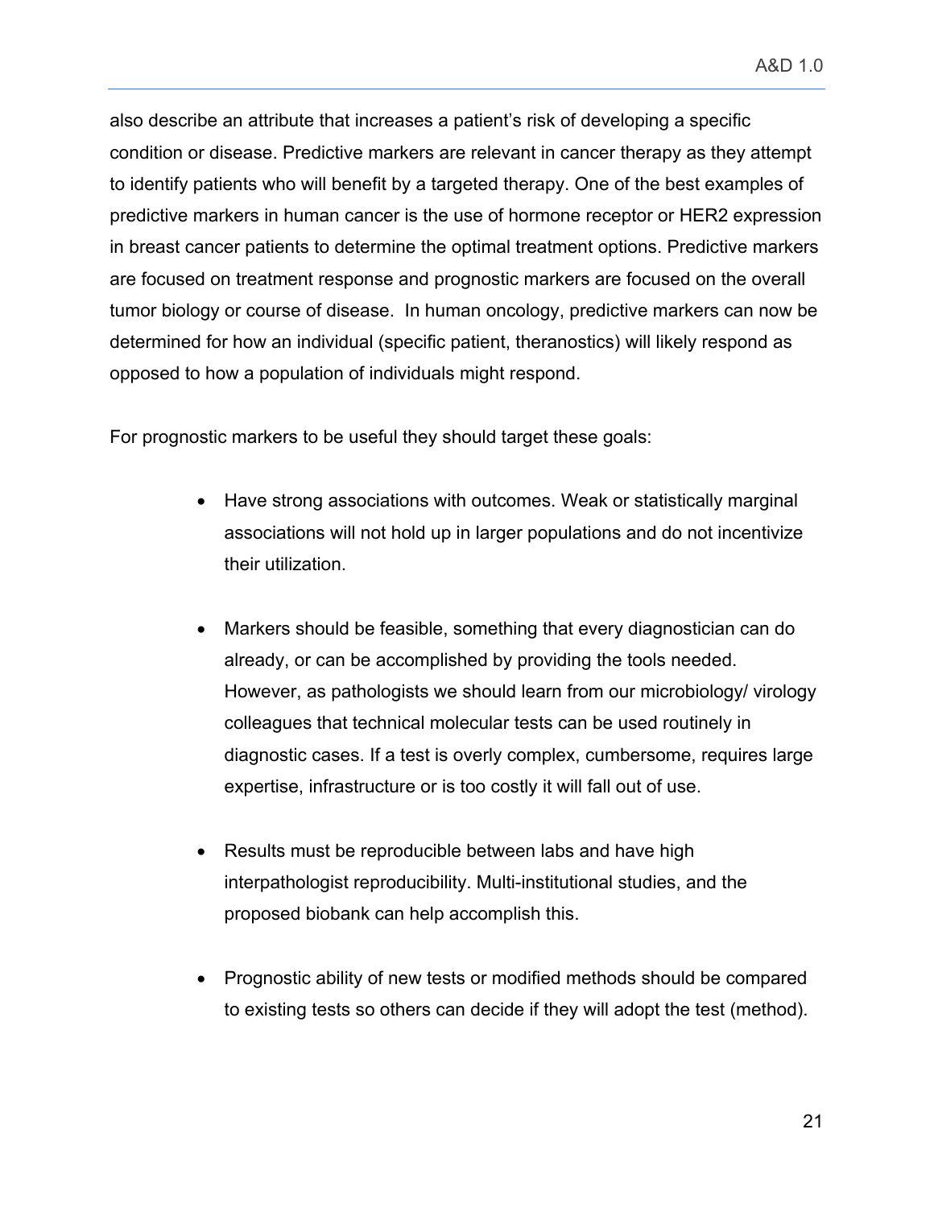also describe an attribute that increases a patient's risk of developing a specific condition or disease. Predictive markers are relevant in cancer therapy as they attempt to identify patients who will benefit by a targeted therapy. One of the best examples of predictive markers in human cancer is the use of hormone receptor or HER2 expression in breast cancer patients to determine the optimal treatment options. Predictive markers are focused on treatment response and prognostic markers are focused on the overall tumor biology or course of disease. In human oncology, predictive markers can now be determined for how an individual (specific patient, theranostics) will likely respond as opposed to how a population of individuals might respond.

For prognostic markers to be useful they should target these goals:

- Have strong associations with outcomes. Weak or statistically marginal associations will not hold up in larger populations and do not incentivize their utilization.

- Markers should be feasible, something that every diagnostician can do already, or can be accomplished by providing the tools needed. However, as pathologists we should learn from our microbiology/ virology colleagues that technical molecular tests can be used routinely in diagnostic cases. If a test is overly complex, cumbersome, requires large expertise, infrastructure or is too costly it will fall out of use.

- Results must be reproducible between labs and have high interpathologist reproducibility. Multi-institutional studies, and the proposed biobank can help accomplish this.

- Prognostic ability of new tests or modified methods should be compared to existing tests so others can decide if they will adopt the test (method).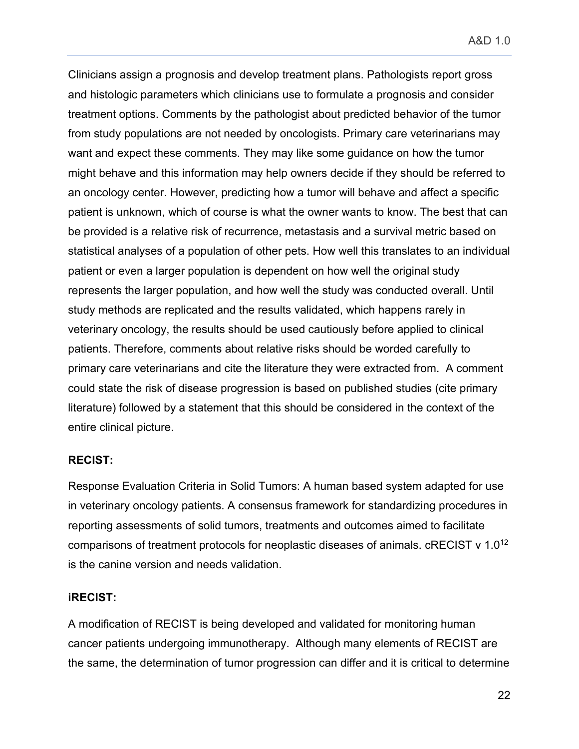Clinicians assign a prognosis and develop treatment plans. Pathologists report gross and histologic parameters which clinicians use to formulate a prognosis and consider treatment options. Comments by the pathologist about predicted behavior of the tumor from study populations are not needed by oncologists. Primary care veterinarians may want and expect these comments. They may like some guidance on how the tumor might behave and this information may help owners decide if they should be referred to an oncology center. However, predicting how a tumor will behave and affect a specific patient is unknown, which of course is what the owner wants to know. The best that can be provided is a relative risk of recurrence, metastasis and a survival metric based on statistical analyses of a population of other pets. How well this translates to an individual patient or even a larger population is dependent on how well the original study represents the larger population, and how well the study was conducted overall. Until study methods are replicated and the results validated, which happens rarely in veterinary oncology, the results should be used cautiously before applied to clinical patients. Therefore, comments about relative risks should be worded carefully to primary care veterinarians and cite the literature they were extracted from. A comment could state the risk of disease progression is based on published studies (cite primary literature) followed by a statement that this should be considered in the context of the entire clinical picture.

**RECIST:**

Response Evaluation Criteria in Solid Tumors: A human based system adapted for use in veterinary oncology patients. A consensus framework for standardizing procedures in reporting assessments of solid tumors, treatments and outcomes aimed to facilitate comparisons of treatment protocols for neoplastic diseases of animals. cRECIST v 1.0[12] is the canine version and needs validation.

**iRECIST:**

A modification of RECIST is being developed and validated for monitoring human cancer patients undergoing immunotherapy. Although many elements of RECIST are the same, the determination of tumor progression can differ and it is critical to determine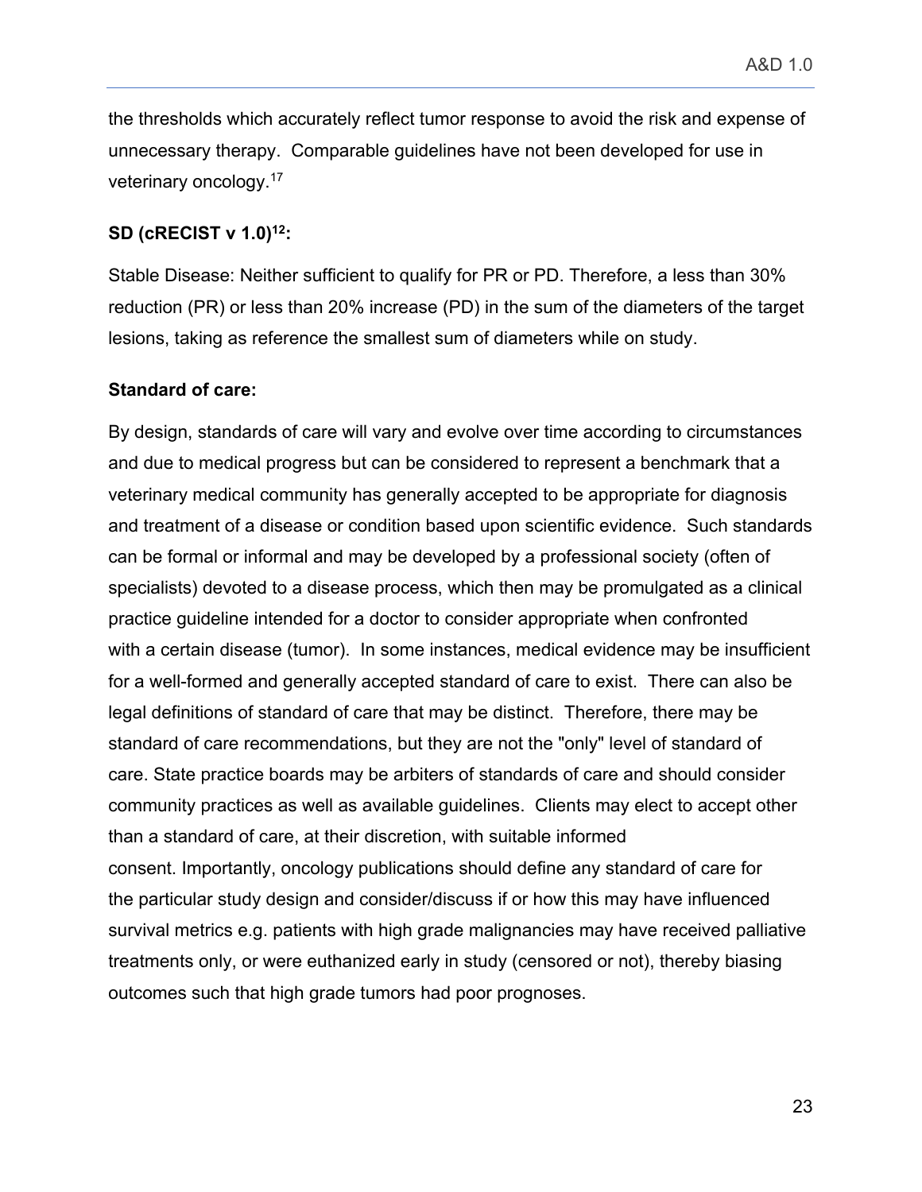the thresholds which accurately reflect tumor response to avoid the risk and expense of unnecessary therapy. Comparable guidelines have not been developed for use in veterinary oncology.[17]

**SD (cRECIST v 1.0)[12]:**

Stable Disease: Neither sufficient to qualify for PR or PD. Therefore, a less than 30% reduction (PR) or less than 20% increase (PD) in the sum of the diameters of the target lesions, taking as reference the smallest sum of diameters while on study.

**Standard of care:**

By design, standards of care will vary and evolve over time according to circumstances and due to medical progress but can be considered to represent a benchmark that a veterinary medical community has generally accepted to be appropriate for diagnosis and treatment of a disease or condition based upon scientific evidence. Such standards can be formal or informal and may be developed by a professional society (often of specialists) devoted to a disease process, which then may be promulgated as a clinical practice guideline intended for a doctor to consider appropriate when confronted with a certain disease (tumor). In some instances, medical evidence may be insufficient for a well-formed and generally accepted standard of care to exist. There can also be legal definitions of standard of care that may be distinct. Therefore, there may be standard of care recommendations, but they are not the "only" level of standard of care. State practice boards may be arbiters of standards of care and should consider community practices as well as available guidelines. Clients may elect to accept other than a standard of care, at their discretion, with suitable informed consent. Importantly, oncology publications should define any standard of care for the particular study design and consider/discuss if or how this may have influenced survival metrics e.g. patients with high grade malignancies may have received palliative treatments only, or were euthanized early in study (censored or not), thereby biasing outcomes such that high grade tumors had poor prognoses.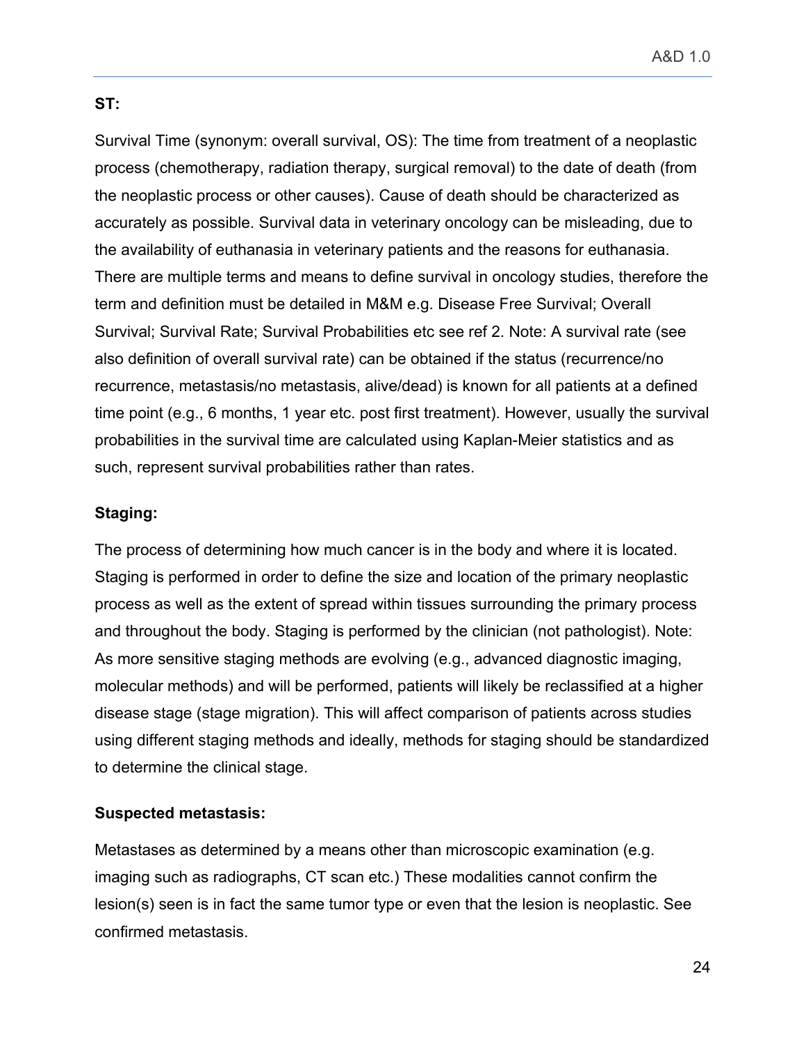**ST:**

Survival Time (synonym: overall survival, OS): The time from treatment of a neoplastic process (chemotherapy, radiation therapy, surgical removal) to the date of death (from the neoplastic process or other causes). Cause of death should be characterized as accurately as possible. Survival data in veterinary oncology can be misleading, due to the availability of euthanasia in veterinary patients and the reasons for euthanasia. There are multiple terms and means to define survival in oncology studies, therefore the term and definition must be detailed in M&M e.g. Disease Free Survival; Overall Survival; Survival Rate; Survival Probabilities etc see ref 2. Note: A survival rate (see also definition of overall survival rate) can be obtained if the status (recurrence/no recurrence, metastasis/no metastasis, alive/dead) is known for all patients at a defined time point (e.g., 6 months, 1 year etc. post first treatment). However, usually the survival probabilities in the survival time are calculated using Kaplan-Meier statistics and as such, represent survival probabilities rather than rates.

**Staging:**

The process of determining how much cancer is in the body and where it is located. Staging is performed in order to define the size and location of the primary neoplastic process as well as the extent of spread within tissues surrounding the primary process and throughout the body. Staging is performed by the clinician (not pathologist). Note: As more sensitive staging methods are evolving (e.g., advanced diagnostic imaging, molecular methods) and will be performed, patients will likely be reclassified at a higher disease stage (stage migration). This will affect comparison of patients across studies using different staging methods and ideally, methods for staging should be standardized to determine the clinical stage.

**Suspected metastasis:**

Metastases as determined by a means other than microscopic examination (e.g. imaging such as radiographs, CT scan etc.) These modalities cannot confirm the lesion(s) seen is in fact the same tumor type or even that the lesion is neoplastic. See confirmed metastasis.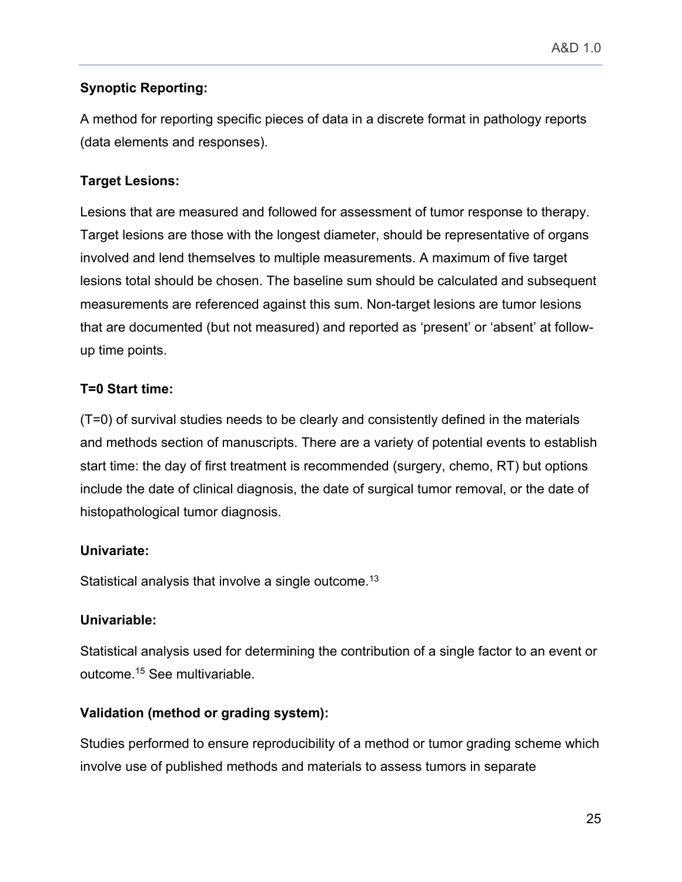**Synoptic Reporting:**

A method for reporting specific pieces of data in a discrete format in pathology reports (data elements and responses).

**Target Lesions:**

Lesions that are measured and followed for assessment of tumor response to therapy. Target lesions are those with the longest diameter, should be representative of organs involved and lend themselves to multiple measurements. A maximum of five target lesions total should be chosen. The baseline sum should be calculated and subsequent measurements are referenced against this sum. Non-target lesions are tumor lesions that are documented (but not measured) and reported as 'present' or 'absent' at follow-up time points.

**T=0 Start time:**

(T=0) of survival studies needs to be clearly and consistently defined in the materials and methods section of manuscripts. There are a variety of potential events to establish start time: the day of first treatment is recommended (surgery, chemo, RT) but options include the date of clinical diagnosis, the date of surgical tumor removal, or the date of histopathological tumor diagnosis.

**Univariate:**

Statistical analysis that involve a single outcome.[13]

**Univariable:**

Statistical analysis used for determining the contribution of a single factor to an event or outcome.[15] See multivariable.

**Validation (method or grading system):**

Studies performed to ensure reproducibility of a method or tumor grading scheme which involve use of published methods and materials to assess tumors in separate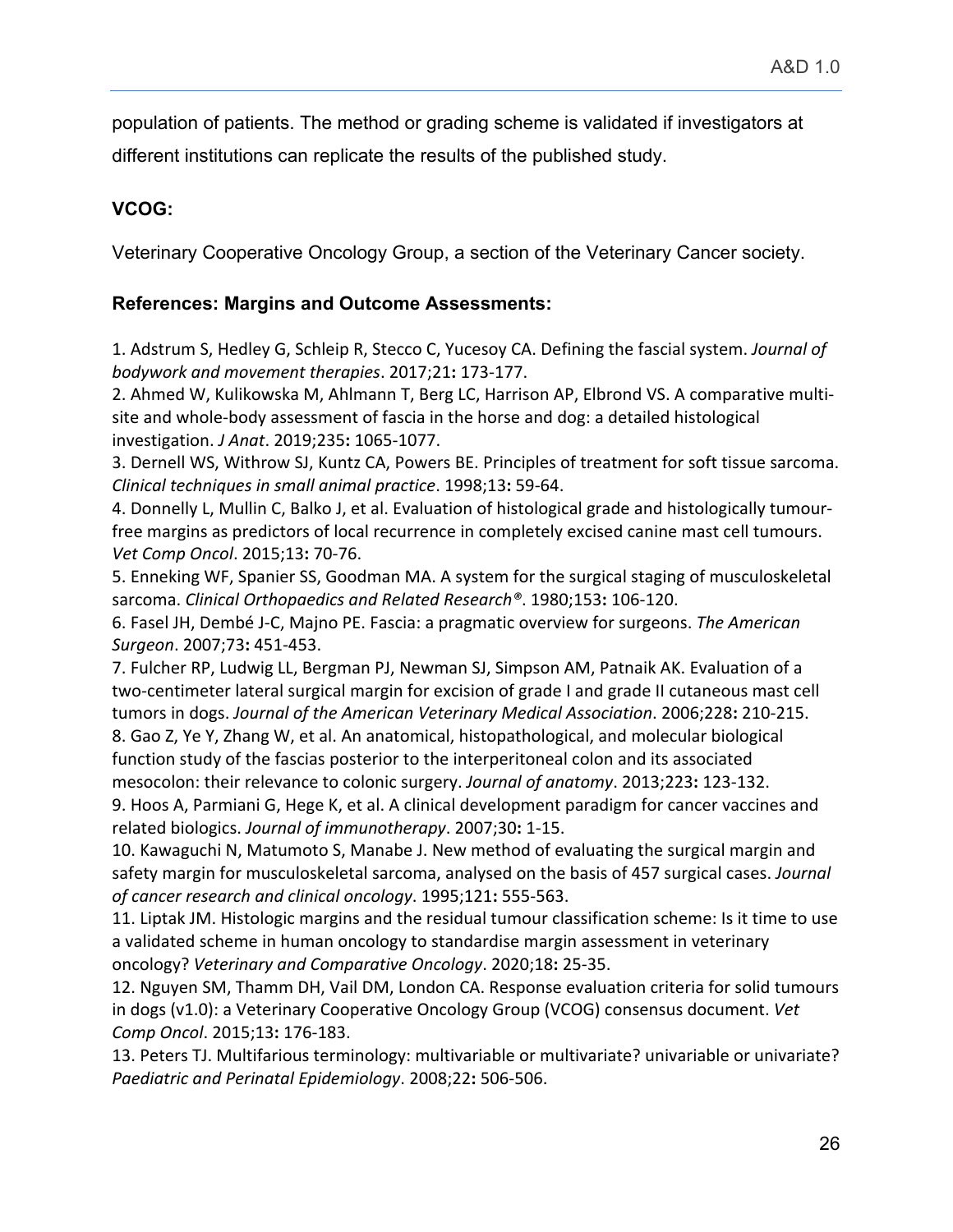population of patients. The method or grading scheme is validated if investigators at different institutions can replicate the results of the published study.

**VCOG:**

Veterinary Cooperative Oncology Group, a section of the Veterinary Cancer society.

### References: Margins and Outcome Assessments:

1. Adstrum S, Hedley G, Schleip R, Stecco C, Yucesoy CA. Defining the fascial system. *Journal of bodywork and movement therapies*. 2017;21**:** 173-177.
2. Ahmed W, Kulikowska M, Ahlmann T, Berg LC, Harrison AP, Elbrond VS. A comparative multi-site and whole-body assessment of fascia in the horse and dog: a detailed histological investigation. *J Anat*. 2019;235**:** 1065-1077.
3. Dernell WS, Withrow SJ, Kuntz CA, Powers BE. Principles of treatment for soft tissue sarcoma. *Clinical techniques in small animal practice*. 1998;13**:** 59-64.
4. Donnelly L, Mullin C, Balko J, et al. Evaluation of histological grade and histologically tumour-free margins as predictors of local recurrence in completely excised canine mast cell tumours. *Vet Comp Oncol*. 2015;13**:** 70-76.
5. Enneking WF, Spanier SS, Goodman MA. A system for the surgical staging of musculoskeletal sarcoma. *Clinical Orthopaedics and Related Research®*. 1980;153**:** 106-120.
6. Fasel JH, Dembé J-C, Majno PE. Fascia: a pragmatic overview for surgeons. *The American Surgeon*. 2007;73**:** 451-453.
7. Fulcher RP, Ludwig LL, Bergman PJ, Newman SJ, Simpson AM, Patnaik AK. Evaluation of a two-centimeter lateral surgical margin for excision of grade I and grade II cutaneous mast cell tumors in dogs. *Journal of the American Veterinary Medical Association*. 2006;228**:** 210-215.
8. Gao Z, Ye Y, Zhang W, et al. An anatomical, histopathological, and molecular biological function study of the fascias posterior to the interperitoneal colon and its associated mesocolon: their relevance to colonic surgery. *Journal of anatomy*. 2013;223**:** 123-132.
9. Hoos A, Parmiani G, Hege K, et al. A clinical development paradigm for cancer vaccines and related biologics. *Journal of immunotherapy*. 2007;30**:** 1-15.
10. Kawaguchi N, Matumoto S, Manabe J. New method of evaluating the surgical margin and safety margin for musculoskeletal sarcoma, analysed on the basis of 457 surgical cases. *Journal of cancer research and clinical oncology*. 1995;121**:** 555-563.
11. Liptak JM. Histologic margins and the residual tumour classification scheme: Is it time to use a validated scheme in human oncology to standardise margin assessment in veterinary oncology? *Veterinary and Comparative Oncology*. 2020;18**:** 25-35.
12. Nguyen SM, Thamm DH, Vail DM, London CA. Response evaluation criteria for solid tumours in dogs (v1.0): a Veterinary Cooperative Oncology Group (VCOG) consensus document. *Vet Comp Oncol*. 2015;13**:** 176-183.
13. Peters TJ. Multifarious terminology: multivariable or multivariate? univariable or univariate? *Paediatric and Perinatal Epidemiology*. 2008;22**:** 506-506.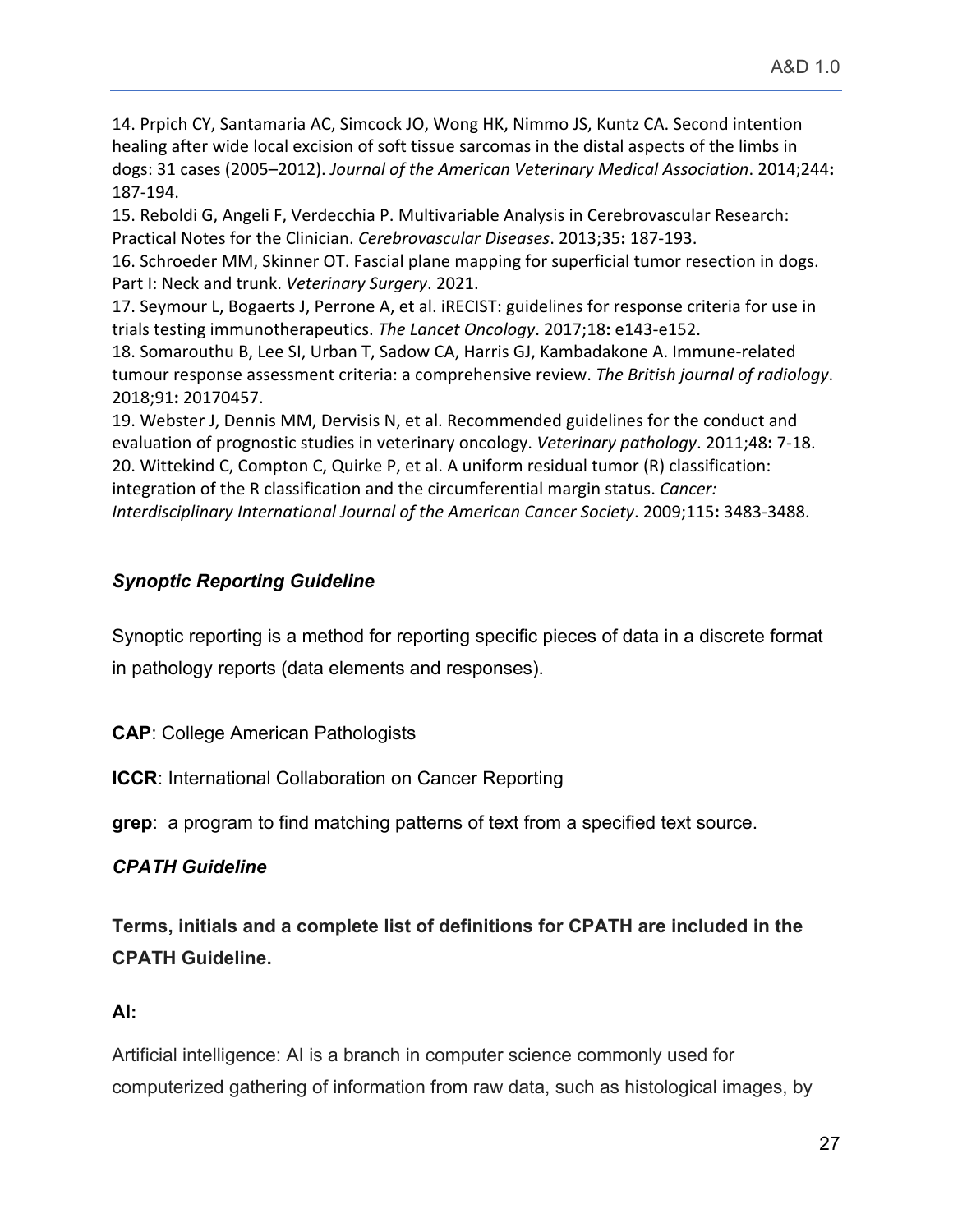14. Prpich CY, Santamaria AC, Simcock JO, Wong HK, Nimmo JS, Kuntz CA. Second intention healing after wide local excision of soft tissue sarcomas in the distal aspects of the limbs in dogs: 31 cases (2005–2012). *Journal of the American Veterinary Medical Association*. 2014;244**:** 187-194.

15. Reboldi G, Angeli F, Verdecchia P. Multivariable Analysis in Cerebrovascular Research: Practical Notes for the Clinician. *Cerebrovascular Diseases*. 2013;35**:** 187-193.

16. Schroeder MM, Skinner OT. Fascial plane mapping for superficial tumor resection in dogs. Part I: Neck and trunk. *Veterinary Surgery*. 2021.

17. Seymour L, Bogaerts J, Perrone A, et al. iRECIST: guidelines for response criteria for use in trials testing immunotherapeutics. *The Lancet Oncology*. 2017;18**:** e143-e152.

18. Somarouthu B, Lee SI, Urban T, Sadow CA, Harris GJ, Kambadakone A. Immune-related tumour response assessment criteria: a comprehensive review. *The British journal of radiology*. 2018;91**:** 20170457.

19. Webster J, Dennis MM, Dervisis N, et al. Recommended guidelines for the conduct and evaluation of prognostic studies in veterinary oncology. *Veterinary pathology*. 2011;48**:** 7-18.

20. Wittekind C, Compton C, Quirke P, et al. A uniform residual tumor (R) classification: integration of the R classification and the circumferential margin status. *Cancer: Interdisciplinary International Journal of the American Cancer Society*. 2009;115**:** 3483-3488.

### *Synoptic Reporting Guideline*

Synoptic reporting is a method for reporting specific pieces of data in a discrete format in pathology reports (data elements and responses).

**CAP**: College American Pathologists

**ICCR**: International Collaboration on Cancer Reporting

**grep**: a program to find matching patterns of text from a specified text source.

### *CPATH Guideline*

**Terms, initials and a complete list of definitions for CPATH are included in the CPATH Guideline.**

**AI:**

Artificial intelligence: AI is a branch in computer science commonly used for computerized gathering of information from raw data, such as histological images, by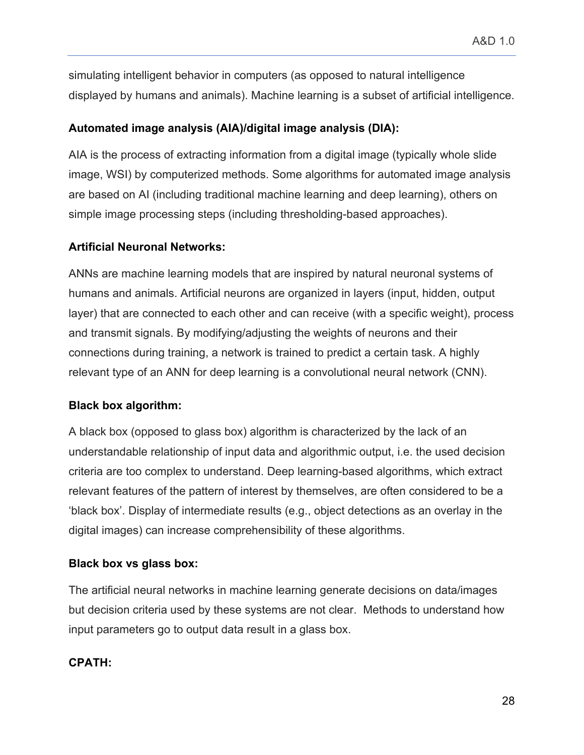simulating intelligent behavior in computers (as opposed to natural intelligence displayed by humans and animals). Machine learning is a subset of artificial intelligence.

**Automated image analysis (AIA)/digital image analysis (DIA):**

AIA is the process of extracting information from a digital image (typically whole slide image, WSI) by computerized methods. Some algorithms for automated image analysis are based on AI (including traditional machine learning and deep learning), others on simple image processing steps (including thresholding-based approaches).

**Artificial Neuronal Networks:**

ANNs are machine learning models that are inspired by natural neuronal systems of humans and animals. Artificial neurons are organized in layers (input, hidden, output layer) that are connected to each other and can receive (with a specific weight), process and transmit signals. By modifying/adjusting the weights of neurons and their connections during training, a network is trained to predict a certain task. A highly relevant type of an ANN for deep learning is a convolutional neural network (CNN).

**Black box algorithm:**

A black box (opposed to glass box) algorithm is characterized by the lack of an understandable relationship of input data and algorithmic output, i.e. the used decision criteria are too complex to understand. Deep learning-based algorithms, which extract relevant features of the pattern of interest by themselves, are often considered to be a 'black box'. Display of intermediate results (e.g., object detections as an overlay in the digital images) can increase comprehensibility of these algorithms.

**Black box vs glass box:**

The artificial neural networks in machine learning generate decisions on data/images but decision criteria used by these systems are not clear. Methods to understand how input parameters go to output data result in a glass box.

**CPATH:**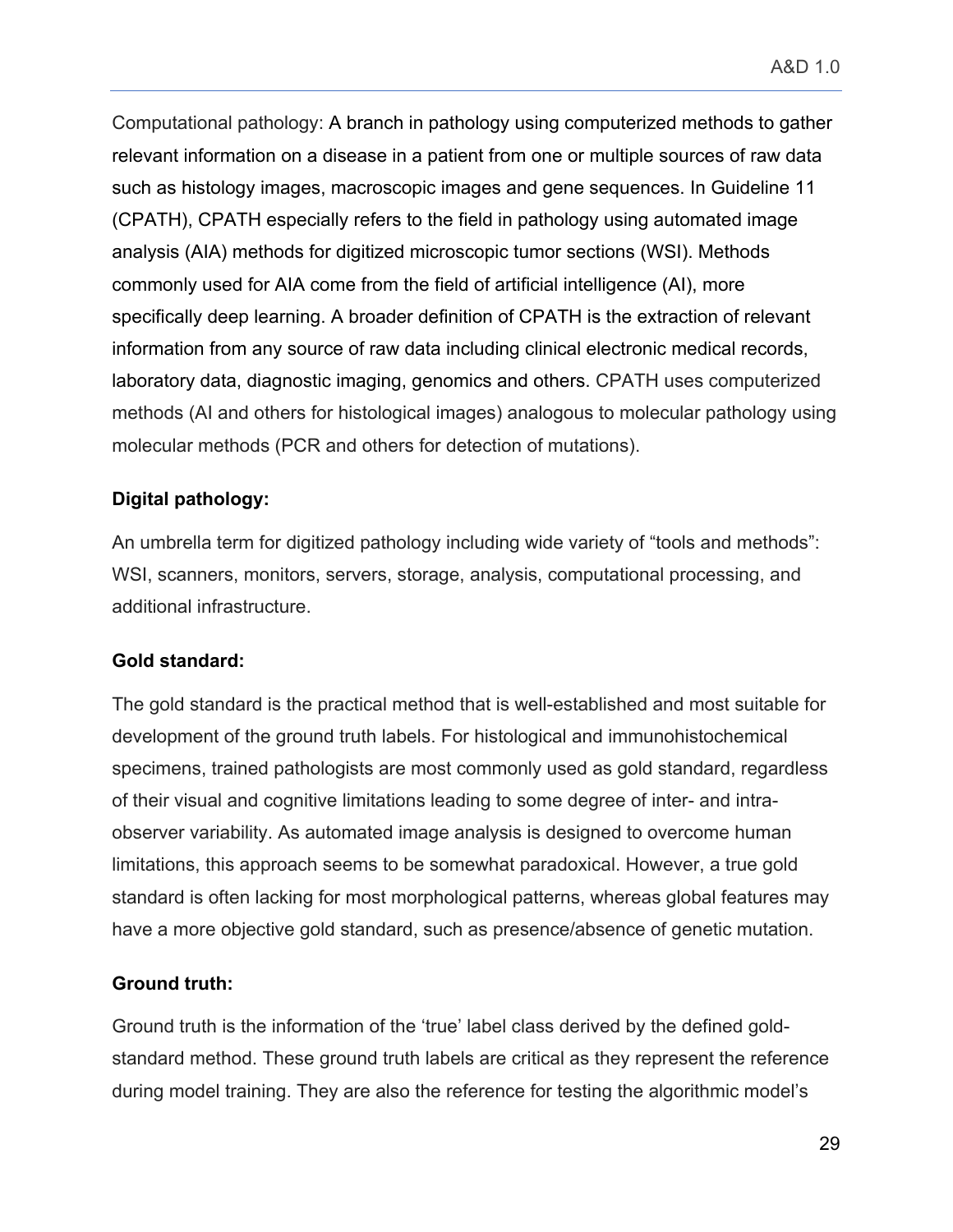Computational pathology: A branch in pathology using computerized methods to gather relevant information on a disease in a patient from one or multiple sources of raw data such as histology images, macroscopic images and gene sequences. In Guideline 11 (CPATH), CPATH especially refers to the field in pathology using automated image analysis (AIA) methods for digitized microscopic tumor sections (WSI). Methods commonly used for AIA come from the field of artificial intelligence (AI), more specifically deep learning. A broader definition of CPATH is the extraction of relevant information from any source of raw data including clinical electronic medical records, laboratory data, diagnostic imaging, genomics and others. CPATH uses computerized methods (AI and others for histological images) analogous to molecular pathology using molecular methods (PCR and others for detection of mutations).

**Digital pathology:**

An umbrella term for digitized pathology including wide variety of "tools and methods": WSI, scanners, monitors, servers, storage, analysis, computational processing, and additional infrastructure.

**Gold standard:**

The gold standard is the practical method that is well-established and most suitable for development of the ground truth labels. For histological and immunohistochemical specimens, trained pathologists are most commonly used as gold standard, regardless of their visual and cognitive limitations leading to some degree of inter- and intra-observer variability. As automated image analysis is designed to overcome human limitations, this approach seems to be somewhat paradoxical. However, a true gold standard is often lacking for most morphological patterns, whereas global features may have a more objective gold standard, such as presence/absence of genetic mutation.

**Ground truth:**

Ground truth is the information of the 'true' label class derived by the defined gold-standard method. These ground truth labels are critical as they represent the reference during model training. They are also the reference for testing the algorithmic model's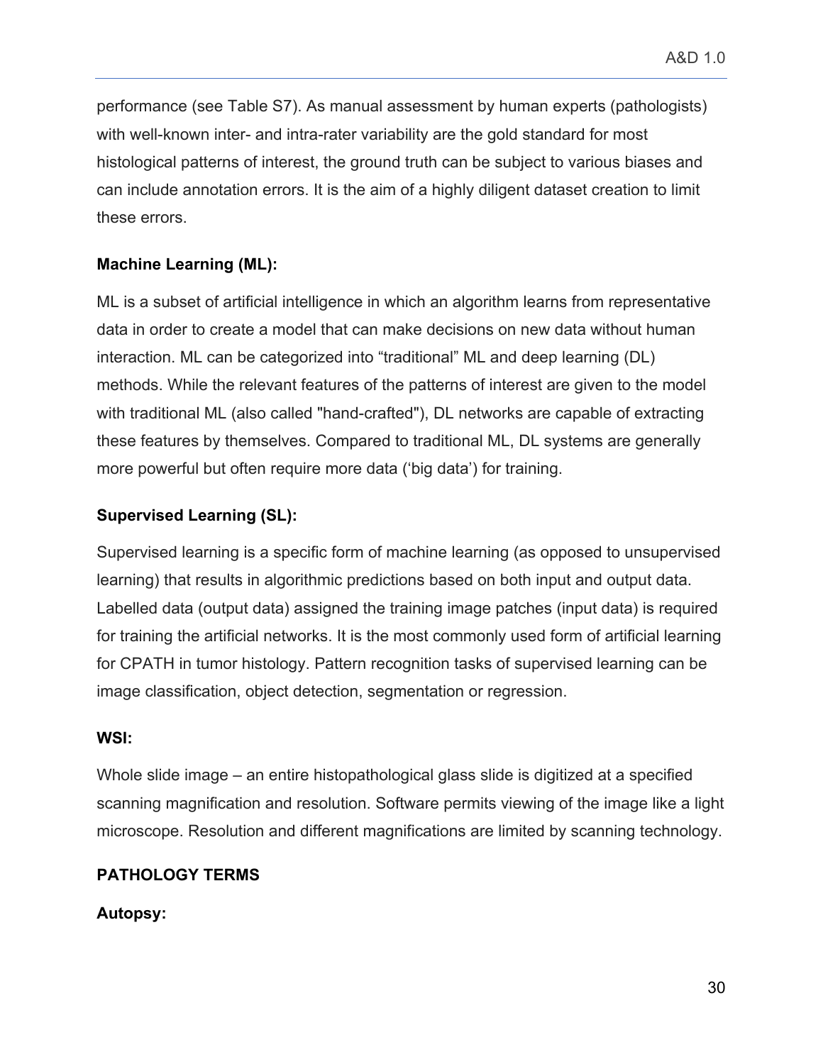performance (see Table S7). As manual assessment by human experts (pathologists) with well-known inter- and intra-rater variability are the gold standard for most histological patterns of interest, the ground truth can be subject to various biases and can include annotation errors. It is the aim of a highly diligent dataset creation to limit these errors.

**Machine Learning (ML):**

ML is a subset of artificial intelligence in which an algorithm learns from representative data in order to create a model that can make decisions on new data without human interaction. ML can be categorized into “traditional” ML and deep learning (DL) methods. While the relevant features of the patterns of interest are given to the model with traditional ML (also called "hand-crafted"), DL networks are capable of extracting these features by themselves. Compared to traditional ML, DL systems are generally more powerful but often require more data (‘big data’) for training.

**Supervised Learning (SL):**

Supervised learning is a specific form of machine learning (as opposed to unsupervised learning) that results in algorithmic predictions based on both input and output data. Labelled data (output data) assigned the training image patches (input data) is required for training the artificial networks. It is the most commonly used form of artificial learning for CPATH in tumor histology. Pattern recognition tasks of supervised learning can be image classification, object detection, segmentation or regression.

**WSI:**

Whole slide image – an entire histopathological glass slide is digitized at a specified scanning magnification and resolution. Software permits viewing of the image like a light microscope. Resolution and different magnifications are limited by scanning technology.

**PATHOLOGY TERMS**

**Autopsy:**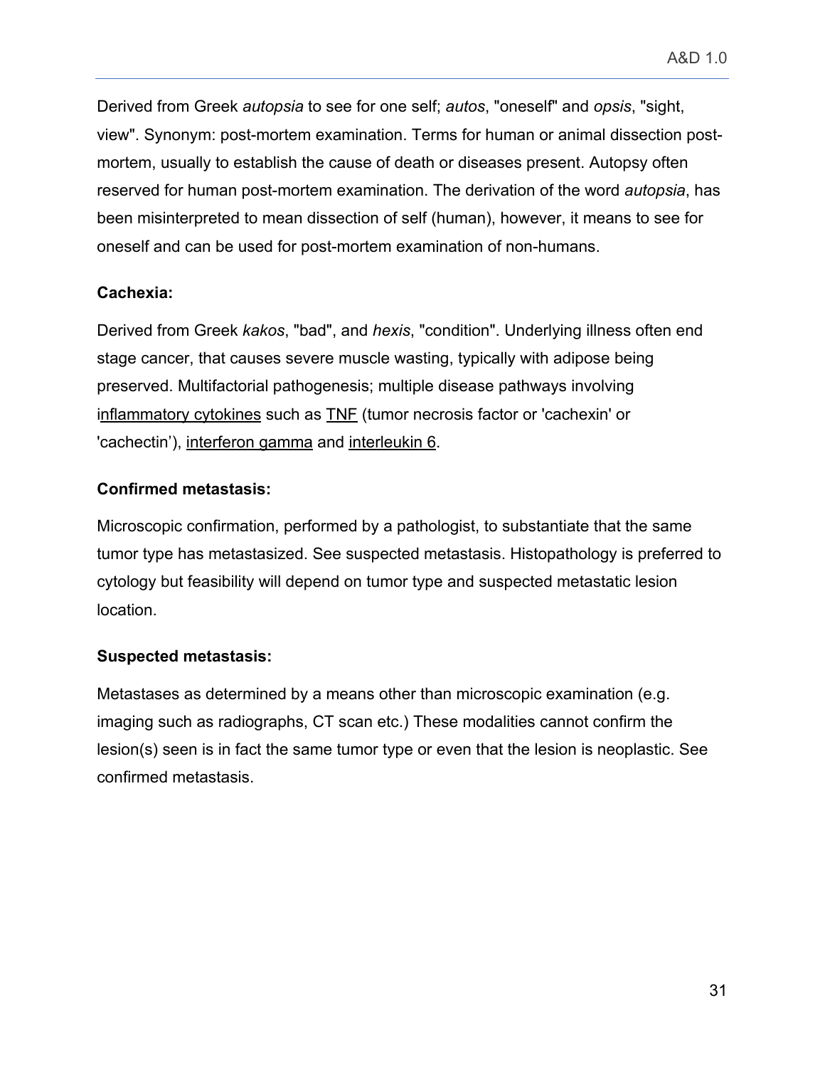Derived from Greek *autopsia* to see for one self; *autos*, "oneself" and *opsis*, "sight, view". Synonym: post-mortem examination. Terms for human or animal dissection post-mortem, usually to establish the cause of death or diseases present. Autopsy often reserved for human post-mortem examination. The derivation of the word *autopsia*, has been misinterpreted to mean dissection of self (human), however, it means to see for oneself and can be used for post-mortem examination of non-humans.

**Cachexia:**

Derived from Greek *kakos*, "bad", and *hexis*, "condition". Underlying illness often end stage cancer, that causes severe muscle wasting, typically with adipose being preserved. Multifactorial pathogenesis; multiple disease pathways involving inflammatory cytokines such as TNF (tumor necrosis factor or 'cachexin' or 'cachectin'), interferon gamma and interleukin 6.

**Confirmed metastasis:**

Microscopic confirmation, performed by a pathologist, to substantiate that the same tumor type has metastasized. See suspected metastasis. Histopathology is preferred to cytology but feasibility will depend on tumor type and suspected metastatic lesion location.

**Suspected metastasis:**

Metastases as determined by a means other than microscopic examination (e.g. imaging such as radiographs, CT scan etc.) These modalities cannot confirm the lesion(s) seen is in fact the same tumor type or even that the lesion is neoplastic. See confirmed metastasis.